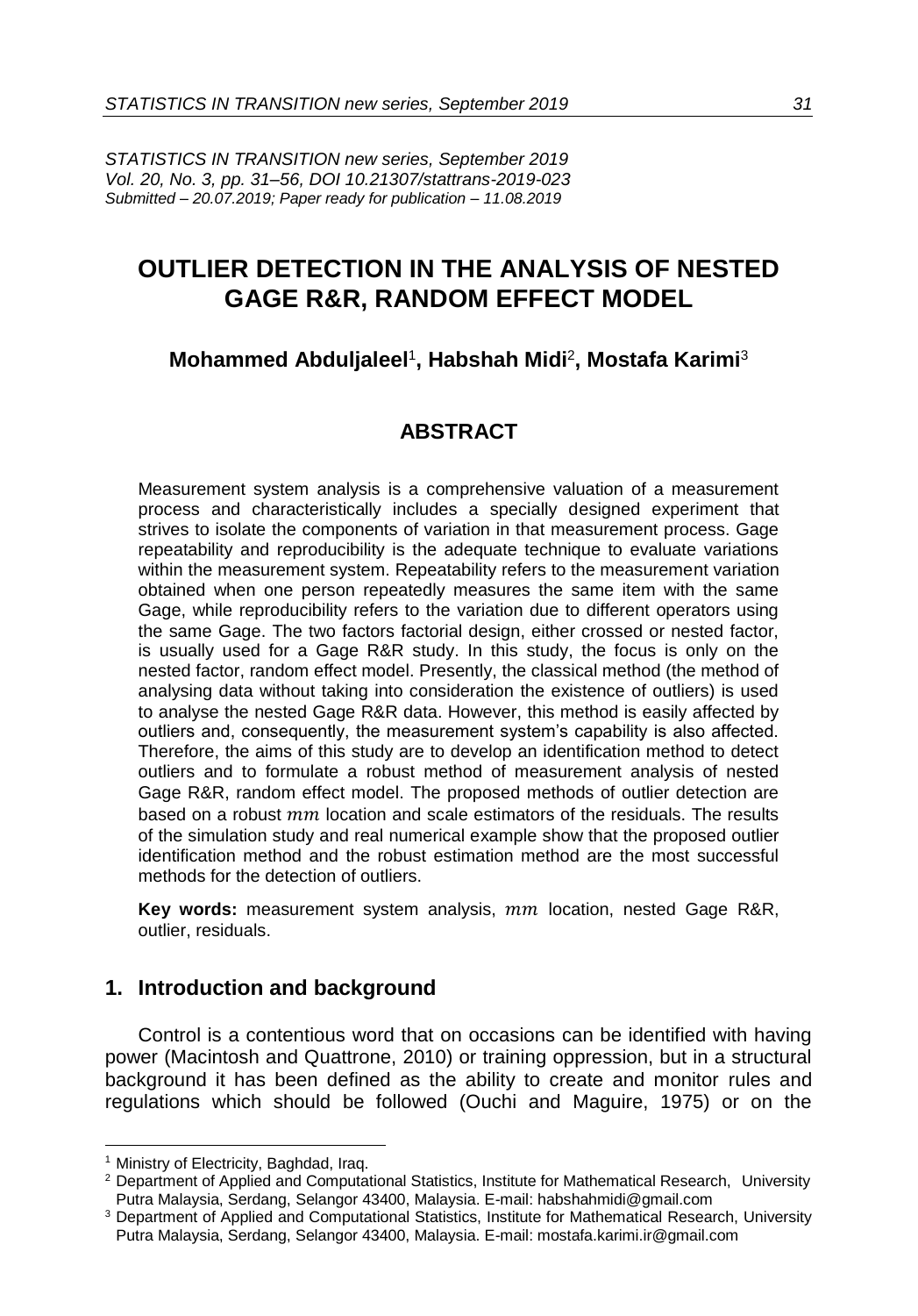*STATISTICS IN TRANSITION new series, September 2019*
*Vol. 20, No. 3, pp. 31–56, DOI 10.21307/stattrans-2019-023*
*Submitted – 20.07.2019; Paper ready for publication – 11.08.2019*

# OUTLIER DETECTION IN THE ANALYSIS OF NESTED GAGE R&R, RANDOM EFFECT MODEL

**Mohammed Abduljaleel**[1]**, Habshah Midi**[2]**, Mostafa Karimi**[3]

## ABSTRACT

Measurement system analysis is a comprehensive valuation of a measurement process and characteristically includes a specially designed experiment that strives to isolate the components of variation in that measurement process. Gage repeatability and reproducibility is the adequate technique to evaluate variations within the measurement system. Repeatability refers to the measurement variation obtained when one person repeatedly measures the same item with the same Gage, while reproducibility refers to the variation due to different operators using the same Gage. The two factors factorial design, either crossed or nested factor, is usually used for a Gage R&R study. In this study, the focus is only on the nested factor, random effect model. Presently, the classical method (the method of analysing data without taking into consideration the existence of outliers) is used to analyse the nested Gage R&R data. However, this method is easily affected by outliers and, consequently, the measurement system's capability is also affected. Therefore, the aims of this study are to develop an identification method to detect outliers and to formulate a robust method of measurement analysis of nested Gage R&R, random effect model. The proposed methods of outlier detection are based on a robust $mm$ location and scale estimators of the residuals. The results of the simulation study and real numerical example show that the proposed outlier identification method and the robust estimation method are the most successful methods for the detection of outliers.

**Key words:** measurement system analysis, $mm$ location, nested Gage R&R, outlier, residuals.

## 1. Introduction and background

Control is a contentious word that on occasions can be identified with having power (Macintosh and Quattrone, 2010) or training oppression, but in a structural background it has been defined as the ability to create and monitor rules and regulations which should be followed (Ouchi and Maguire, 1975) or on the

---

[1] Ministry of Electricity, Baghdad, Iraq.

[2] Department of Applied and Computational Statistics, Institute for Mathematical Research, University Putra Malaysia, Serdang, Selangor 43400, Malaysia. E-mail: habshahmidi@gmail.com

[3] Department of Applied and Computational Statistics, Institute for Mathematical Research, University Putra Malaysia, Serdang, Selangor 43400, Malaysia. E-mail: mostafa.karimi.ir@gmail.com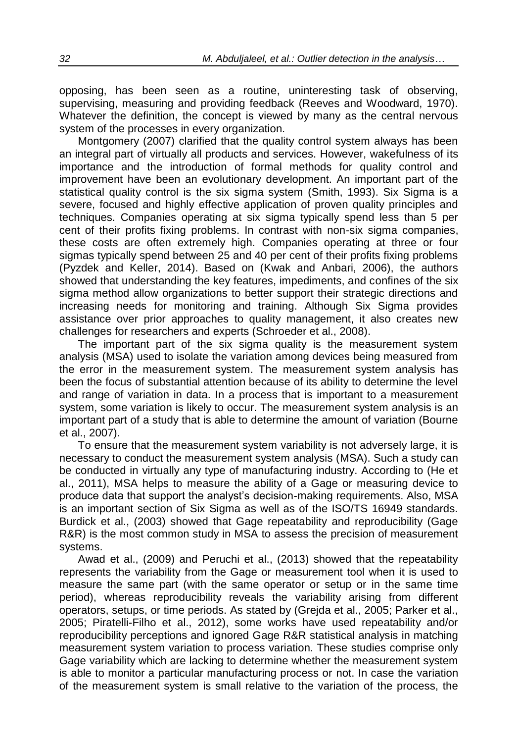opposing, has been seen as a routine, uninteresting task of observing, supervising, measuring and providing feedback (Reeves and Woodward, 1970). Whatever the definition, the concept is viewed by many as the central nervous system of the processes in every organization.

Montgomery (2007) clarified that the quality control system always has been an integral part of virtually all products and services. However, wakefulness of its importance and the introduction of formal methods for quality control and improvement have been an evolutionary development. An important part of the statistical quality control is the six sigma system (Smith, 1993). Six Sigma is a severe, focused and highly effective application of proven quality principles and techniques. Companies operating at six sigma typically spend less than 5 per cent of their profits fixing problems. In contrast with non-six sigma companies, these costs are often extremely high. Companies operating at three or four sigmas typically spend between 25 and 40 per cent of their profits fixing problems (Pyzdek and Keller, 2014). Based on (Kwak and Anbari, 2006), the authors showed that understanding the key features, impediments, and confines of the six sigma method allow organizations to better support their strategic directions and increasing needs for monitoring and training. Although Six Sigma provides assistance over prior approaches to quality management, it also creates new challenges for researchers and experts (Schroeder et al., 2008).

The important part of the six sigma quality is the measurement system analysis (MSA) used to isolate the variation among devices being measured from the error in the measurement system. The measurement system analysis has been the focus of substantial attention because of its ability to determine the level and range of variation in data. In a process that is important to a measurement system, some variation is likely to occur. The measurement system analysis is an important part of a study that is able to determine the amount of variation (Bourne et al., 2007).

To ensure that the measurement system variability is not adversely large, it is necessary to conduct the measurement system analysis (MSA). Such a study can be conducted in virtually any type of manufacturing industry. According to (He et al., 2011), MSA helps to measure the ability of a Gage or measuring device to produce data that support the analyst's decision-making requirements. Also, MSA is an important section of Six Sigma as well as of the ISO/TS 16949 standards. Burdick et al., (2003) showed that Gage repeatability and reproducibility (Gage R&R) is the most common study in MSA to assess the precision of measurement systems.

Awad et al., (2009) and Peruchi et al., (2013) showed that the repeatability represents the variability from the Gage or measurement tool when it is used to measure the same part (with the same operator or setup or in the same time period), whereas reproducibility reveals the variability arising from different operators, setups, or time periods. As stated by (Grejda et al., 2005; Parker et al., 2005; Piratelli-Filho et al., 2012), some works have used repeatability and/or reproducibility perceptions and ignored Gage R&R statistical analysis in matching measurement system variation to process variation. These studies comprise only Gage variability which are lacking to determine whether the measurement system is able to monitor a particular manufacturing process or not. In case the variation of the measurement system is small relative to the variation of the process, the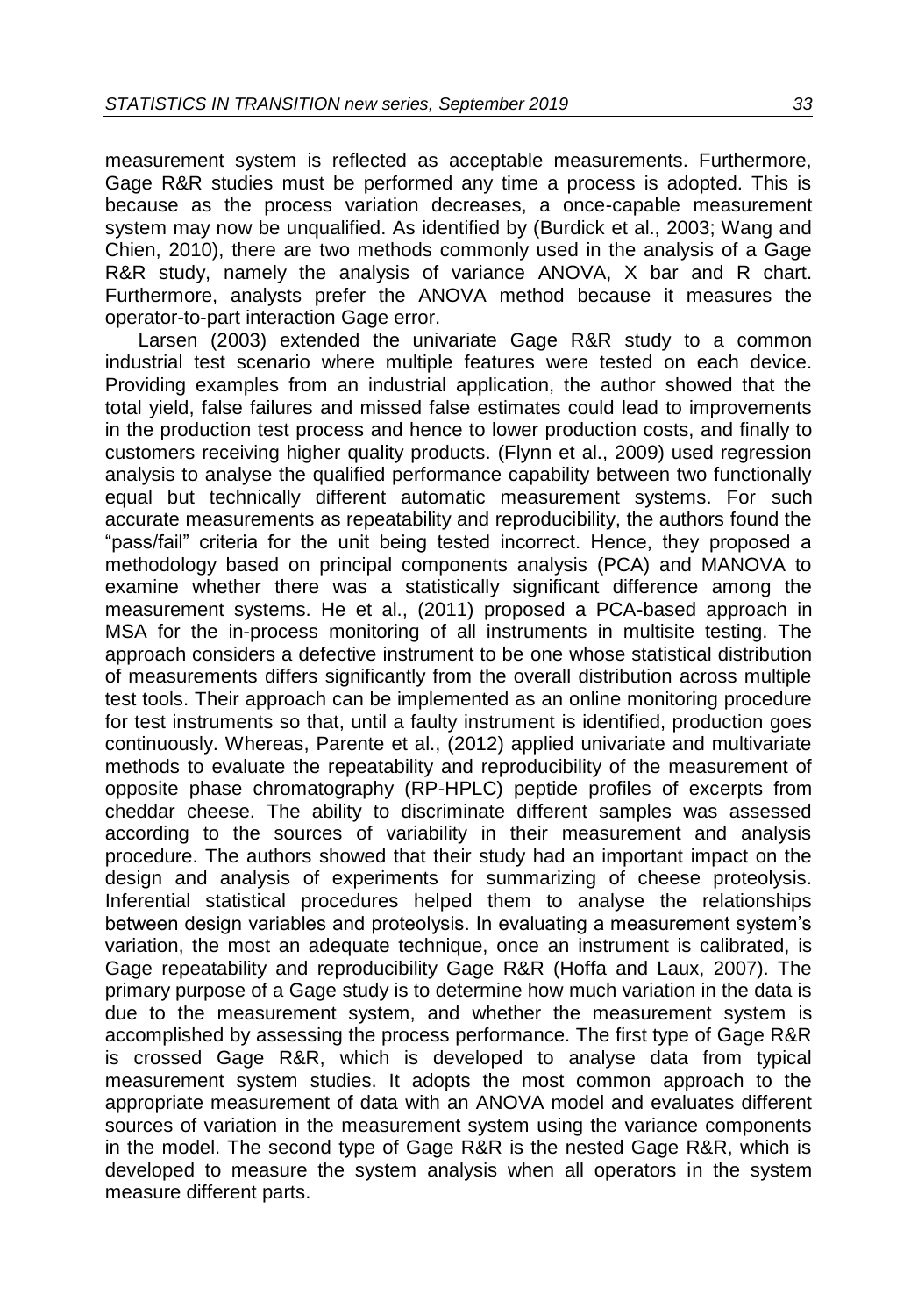measurement system is reflected as acceptable measurements. Furthermore, Gage R&R studies must be performed any time a process is adopted. This is because as the process variation decreases, a once-capable measurement system may now be unqualified. As identified by (Burdick et al., 2003; Wang and Chien, 2010), there are two methods commonly used in the analysis of a Gage R&R study, namely the analysis of variance ANOVA, X bar and R chart. Furthermore, analysts prefer the ANOVA method because it measures the operator-to-part interaction Gage error.

Larsen (2003) extended the univariate Gage R&R study to a common industrial test scenario where multiple features were tested on each device. Providing examples from an industrial application, the author showed that the total yield, false failures and missed false estimates could lead to improvements in the production test process and hence to lower production costs, and finally to customers receiving higher quality products. (Flynn et al., 2009) used regression analysis to analyse the qualified performance capability between two functionally equal but technically different automatic measurement systems. For such accurate measurements as repeatability and reproducibility, the authors found the "pass/fail" criteria for the unit being tested incorrect. Hence, they proposed a methodology based on principal components analysis (PCA) and MANOVA to examine whether there was a statistically significant difference among the measurement systems. He et al., (2011) proposed a PCA-based approach in MSA for the in-process monitoring of all instruments in multisite testing. The approach considers a defective instrument to be one whose statistical distribution of measurements differs significantly from the overall distribution across multiple test tools. Their approach can be implemented as an online monitoring procedure for test instruments so that, until a faulty instrument is identified, production goes continuously. Whereas, Parente et al., (2012) applied univariate and multivariate methods to evaluate the repeatability and reproducibility of the measurement of opposite phase chromatography (RP-HPLC) peptide profiles of excerpts from cheddar cheese. The ability to discriminate different samples was assessed according to the sources of variability in their measurement and analysis procedure. The authors showed that their study had an important impact on the design and analysis of experiments for summarizing of cheese proteolysis. Inferential statistical procedures helped them to analyse the relationships between design variables and proteolysis. In evaluating a measurement system's variation, the most an adequate technique, once an instrument is calibrated, is Gage repeatability and reproducibility Gage R&R (Hoffa and Laux, 2007). The primary purpose of a Gage study is to determine how much variation in the data is due to the measurement system, and whether the measurement system is accomplished by assessing the process performance. The first type of Gage R&R is crossed Gage R&R, which is developed to analyse data from typical measurement system studies. It adopts the most common approach to the appropriate measurement of data with an ANOVA model and evaluates different sources of variation in the measurement system using the variance components in the model. The second type of Gage R&R is the nested Gage R&R, which is developed to measure the system analysis when all operators in the system measure different parts.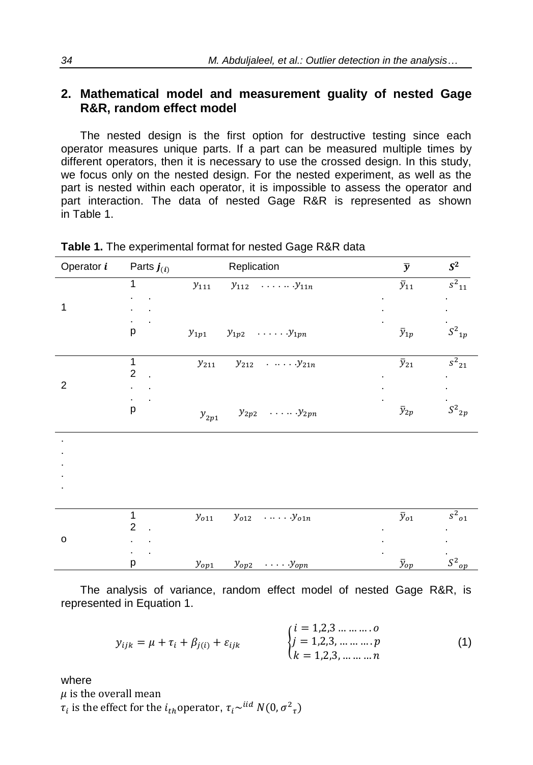## 2. Mathematical model and measurement quality of nested Gage R&R, random effect model

The nested design is the first option for destructive testing since each operator measures unique parts. If a part can be measured multiple times by different operators, then it is necessary to use the crossed design. In this study, we focus only on the nested design. For the nested experiment, as well as the part is nested within each operator, it is impossible to assess the operator and part interaction. The data of nested Gage R&R is represented as shown in Table 1.

**Table 1.** The experimental format for nested Gage R&R data

| Operator $i$ | Parts $j_{(i)}$ | Replication | $\bar{y}$ | $S^2$ |
|---|---|---|---|---|
| 1 | 1 | $y_{111}$ $y_{112}$ …… $y_{11n}$ | $\bar{y}_{11}$ | $s^2_{11}$ |
| | . | | . | . |
| | . | | . | . |
| | . | | . | . |
| | p | $y_{1p1}$ $y_{1p2}$ …… $y_{1pn}$ | $\bar{y}_{1p}$ | $S^2_{1p}$ |
| 2 | 1 | $y_{211}$ $y_{212}$ …… $y_{21n}$ | $\bar{y}_{21}$ | $s^2_{21}$ |
| | 2 | | . | . |
| | . | | . | . |
| | . | | . | . |
| | p | $y_{2p1}$ $y_{2p2}$ …… $y_{2pn}$ | $\bar{y}_{2p}$ | $S^2_{2p}$ |
| . | | | | |
| . | | | | |
| . | | | | |
| o | 1 | $y_{o11}$ $y_{o12}$ …… $y_{o1n}$ | $\bar{y}_{o1}$ | $s^2_{o1}$ |
| | 2 | | . | . |
| | . | | . | . |
| | . | | . | . |
| | p | $y_{op1}$ $y_{op2}$ …… $y_{opn}$ | $\bar{y}_{op}$ | $S^2_{op}$ |

The analysis of variance, random effect model of nested Gage R&R, is represented in Equation 1.

$$y_{ijk} = \mu + \tau_i + \beta_{j(i)} + \varepsilon_{ijk} \qquad \begin{cases} i = 1,2,3 \ldots \ldots \ldots o \\ j = 1,2,3, \ldots \ldots \ldots p \\ k = 1,2,3, \ldots \ldots \ldots n \end{cases} \tag{1}$$

where

$\mu$ is the overall mean

$\tau_i$ is the effect for the $i_{th}$ operator, $\tau_i \sim^{iid} N(0, \sigma^2_\tau)$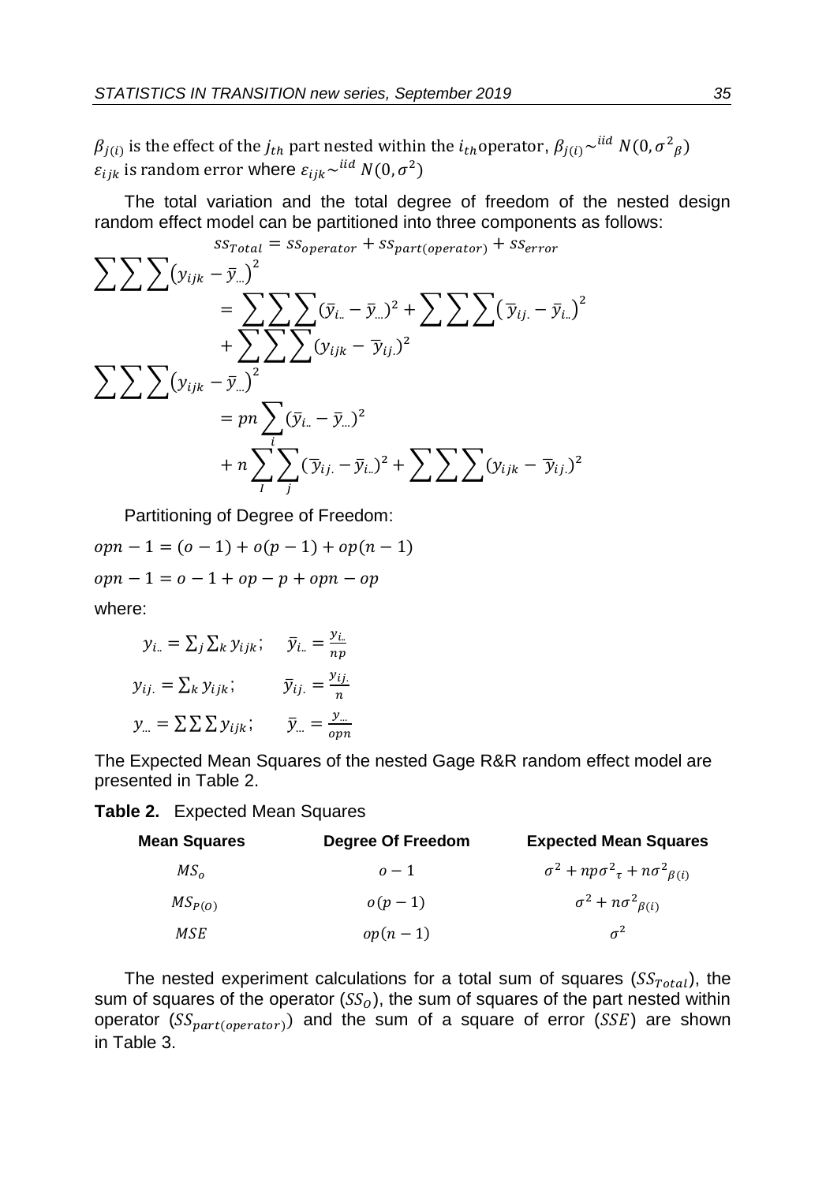$\beta_{j(i)}$ is the effect of the $j_{th}$ part nested within the $i_{th}$operator, $\beta_{j(i)} \sim^{iid} N(0, \sigma^2{}_\beta)$
$\varepsilon_{ijk}$ is random error where $\varepsilon_{ijk} \sim^{iid} N(0, \sigma^2)$

The total variation and the total degree of freedom of the nested design random effect model can be partitioned into three components as follows:

$$ss_{Total} = ss_{operator} + ss_{part(operator)} + ss_{error}$$

$$\sum\sum\sum(y_{ijk} - \bar{y}_{...})^2 = \sum\sum\sum(\bar{y}_{i..} - \bar{y}_{...})^2 + \sum\sum\sum(\bar{y}_{ij.} - \bar{y}_{i..})^2 + \sum\sum\sum(y_{ijk} - \bar{y}_{ij.})^2$$

$$\sum\sum\sum(y_{ijk} - \bar{y}_{...})^2 = pn\sum_i(\bar{y}_{i..} - \bar{y}_{...})^2 + n\sum_I\sum_j(\bar{y}_{ij.} - \bar{y}_{i..})^2 + \sum\sum\sum(y_{ijk} - \bar{y}_{ij.})^2$$

Partitioning of Degree of Freedom:

$$opn - 1 = (o - 1) + o(p - 1) + op(n - 1)$$

$$opn - 1 = o - 1 + op - p + opn - op$$

where:

$$y_{i..} = \sum_j\sum_k y_{ijk}; \quad \bar{y}_{i..} = \frac{y_{i..}}{np}$$

$$y_{ij.} = \sum_k y_{ijk}; \quad \bar{y}_{ij.} = \frac{y_{ij.}}{n}$$

$$y_{...} = \sum\sum\sum y_{ijk}; \quad \bar{y}_{...} = \frac{y_{...}}{opn}$$

The Expected Mean Squares of the nested Gage R&R random effect model are presented in Table 2.

**Table 2.** Expected Mean Squares

| Mean Squares | Degree Of Freedom | Expected Mean Squares |
|---|---|---|
| $MS_o$ | $o - 1$ | $\sigma^2 + np\sigma^2{}_\tau + n\sigma^2{}_{\beta(i)}$ |
| $MS_{P(O)}$ | $o(p - 1)$ | $\sigma^2 + n\sigma^2{}_{\beta(i)}$ |
| $MSE$ | $op(n - 1)$ | $\sigma^2$ |

The nested experiment calculations for a total sum of squares ($SS_{Total}$), the sum of squares of the operator ($SS_O$), the sum of squares of the part nested within operator ($SS_{part(operator)}$) and the sum of a square of error ($SSE$) are shown in Table 3.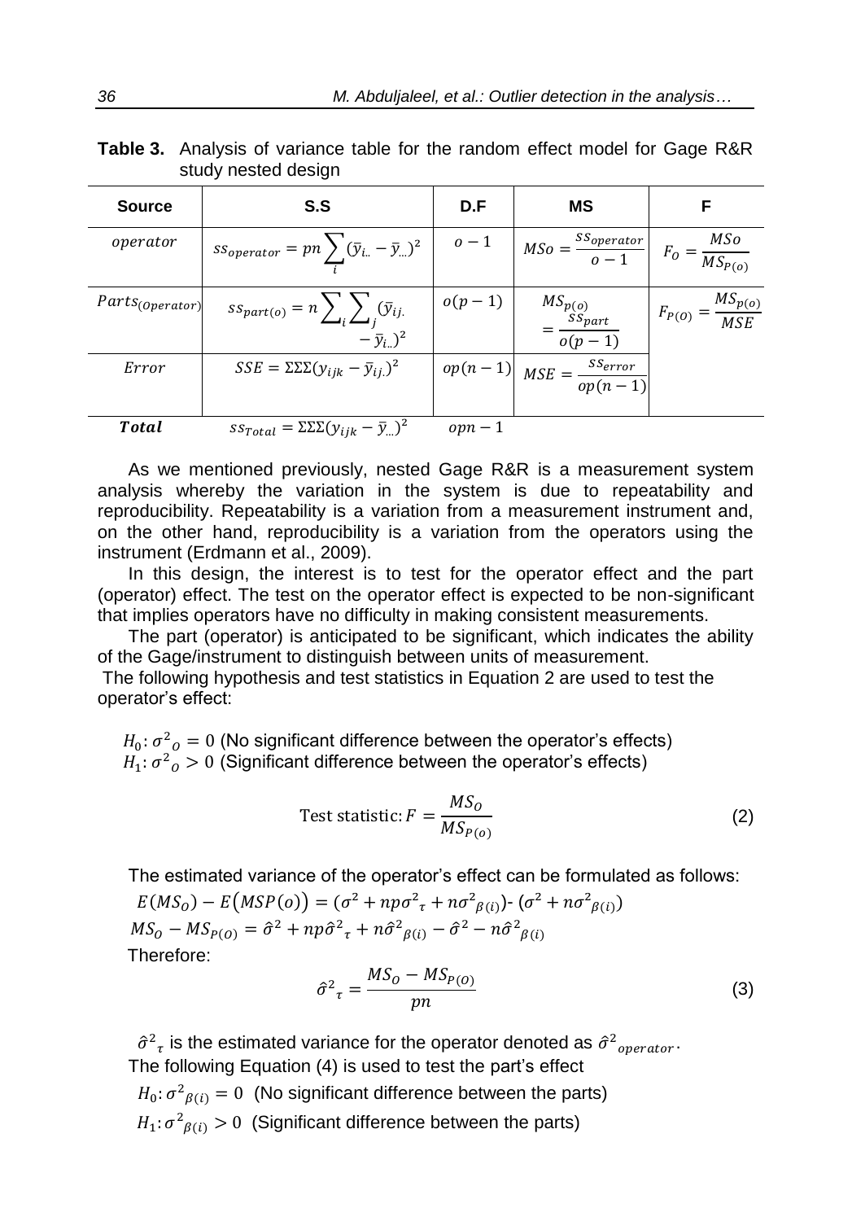**Table 3.** Analysis of variance table for the random effect model for Gage R&R study nested design

| Source | S.S | D.F | MS | F |
|---|---|---|---|---|
| $operator$ | $ss_{operator} = pn\sum_i (\bar{y}_{i..} - \bar{y}_{...})^2$ | $o-1$ | $MSo = \frac{ss_{operator}}{o-1}$ | $F_O = \frac{MSo}{MS_{P(o)}}$ |
| $Parts_{(Operator)}$ | $ss_{part(o)} = n\sum_i \sum_j (\bar{y}_{ij.} - \bar{y}_{i..})^2$ | $o(p-1)$ | $MS_{p(o)} = \frac{ss_{part}}{o(p-1)}$ | $F_{P(O)} = \frac{MS_{p(o)}}{MSE}$ |
| $Error$ | $SSE = \Sigma\Sigma\Sigma(y_{ijk} - \bar{y}_{ij.})^2$ | $op(n-1)$ | $MSE = \frac{ss_{error}}{op(n-1)}$ | |
| $\boldsymbol{Total}$ | $ss_{Total} = \Sigma\Sigma\Sigma(y_{ijk} - \bar{y}_{...})^2$ | $opn-1$ | | |

As we mentioned previously, nested Gage R&R is a measurement system analysis whereby the variation in the system is due to repeatability and reproducibility. Repeatability is a variation from a measurement instrument and, on the other hand, reproducibility is a variation from the operators using the instrument (Erdmann et al., 2009).

In this design, the interest is to test for the operator effect and the part (operator) effect. The test on the operator effect is expected to be non-significant that implies operators have no difficulty in making consistent measurements.

The part (operator) is anticipated to be significant, which indicates the ability of the Gage/instrument to distinguish between units of measurement.

The following hypothesis and test statistics in Equation 2 are used to test the operator's effect:

$H_0: \sigma^2{}_O = 0$ (No significant difference between the operator's effects)
$H_1: \sigma^2{}_O > 0$ (Significant difference between the operator's effects)

$$\text{Test statistic}: F = \frac{MS_O}{MS_{P(o)}} \tag{2}$$

The estimated variance of the operator's effect can be formulated as follows:

$E(MS_O) - E\big(MSP(o)\big) = (\sigma^2 + np\sigma^2{}_\tau + n\sigma^2{}_{\beta(i)})$- $(\sigma^2 + n\sigma^2{}_{\beta(i)})$

$MS_O - MS_{P(O)} = \hat{\sigma}^2 + np\hat{\sigma}^2{}_\tau + n\hat{\sigma}^2{}_{\beta(i)} - \hat{\sigma}^2 - n\hat{\sigma}^2{}_{\beta(i)}$

Therefore:

$$\hat{\sigma}^2{}_\tau = \frac{MS_O - MS_{P(O)}}{pn} \tag{3}$$

$\hat{\sigma}^2{}_\tau$ is the estimated variance for the operator denoted as $\hat{\sigma}^2{}_{operator}$.

The following Equation (4) is used to test the part's effect

$H_0: \sigma^2{}_{\beta(i)} = 0$ (No significant difference between the parts)

$H_1: \sigma^2{}_{\beta(i)} > 0$ (Significant difference between the parts)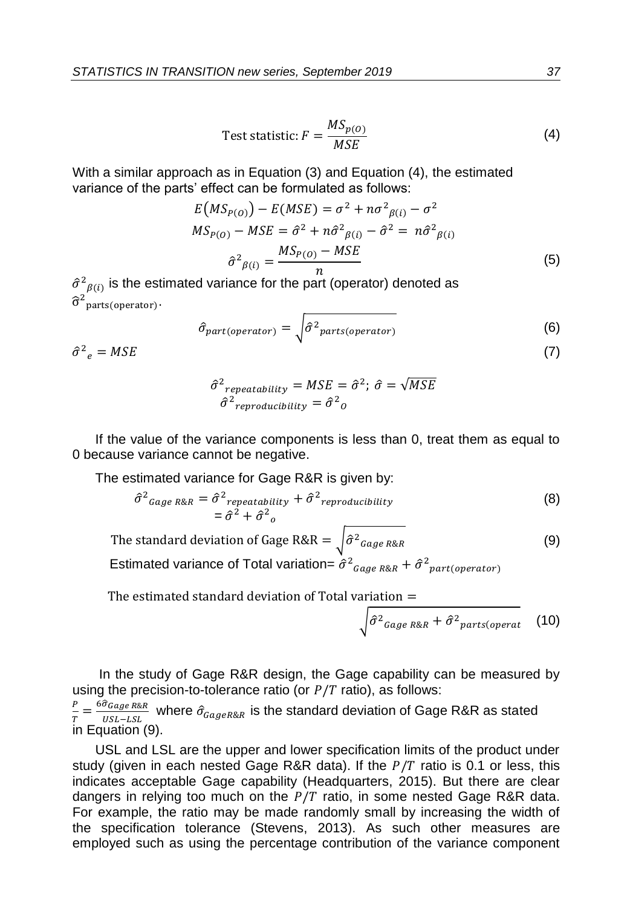$$\text{Test statistic: } F = \frac{MS_{p(O)}}{MSE} \tag{4}$$

With a similar approach as in Equation (3) and Equation (4), the estimated variance of the parts' effect can be formulated as follows:

$$E\left(MS_{P(O)}\right) - E(MSE) = \sigma^2 + n\sigma^2{}_{\beta(i)} - \sigma^2$$

$$MS_{P(O)} - MSE = \hat{\sigma}^2 + n\hat{\sigma}^2{}_{\beta(i)} - \hat{\sigma}^2 = n\hat{\sigma}^2{}_{\beta(i)}$$

$$\hat{\sigma}^2{}_{\beta(i)} = \frac{MS_{P(O)} - MSE}{n} \tag{5}$$

$\hat{\sigma}^2{}_{\beta(i)}$ is the estimated variance for the part (operator) denoted as $\hat{\sigma}^2{}_{\text{parts(operator)}}$.

$$\hat{\sigma}_{part(operator)} = \sqrt{\hat{\sigma}^2{}_{parts(operator)}} \tag{6}$$

$$\hat{\sigma}^2{}_e = MSE \tag{7}$$

$$\hat{\sigma}^2{}_{repeatability} = MSE = \hat{\sigma}^2;\ \hat{\sigma} = \sqrt{MSE}$$
$$\hat{\sigma}^2{}_{reproducibility} = \hat{\sigma}^2{}_O$$

If the value of the variance components is less than 0, treat them as equal to 0 because variance cannot be negative.

The estimated variance for Gage R&R is given by:

$$\hat{\sigma}^2{}_{Gage\ R\&R} = \hat{\sigma}^2{}_{repeatability} + \hat{\sigma}^2{}_{reproducibility} = \hat{\sigma}^2 + \hat{\sigma}^2{}_o \tag{8}$$

$$\text{The standard deviation of Gage R\&R} = \sqrt{\hat{\sigma}^2{}_{Gage\ R\&R}} \tag{9}$$

Estimated variance of Total variation= $\hat{\sigma}^2{}_{Gage\ R\&R} + \hat{\sigma}^2{}_{part(operator)}$

$$\text{The estimated standard deviation of Total variation} = \sqrt{\hat{\sigma}^2{}_{Gage\ R\&R} + \hat{\sigma}^2{}_{parts(operat}} \tag{10}$$

In the study of Gage R&R design, the Gage capability can be measured by using the precision-to-tolerance ratio (or $P/T$ ratio), as follows:

$\frac{P}{T} = \frac{6\hat{\sigma}_{Gage\ R\&R}}{USL-LSL}$ where $\hat{\sigma}_{GageR\&R}$ is the standard deviation of Gage R&R as stated in Equation (9).

USL and LSL are the upper and lower specification limits of the product under study (given in each nested Gage R&R data). If the $P/T$ ratio is 0.1 or less, this indicates acceptable Gage capability (Headquarters, 2015). But there are clear dangers in relying too much on the $P/T$ ratio, in some nested Gage R&R data. For example, the ratio may be made randomly small by increasing the width of the specification tolerance (Stevens, 2013). As such other measures are employed such as using the percentage contribution of the variance component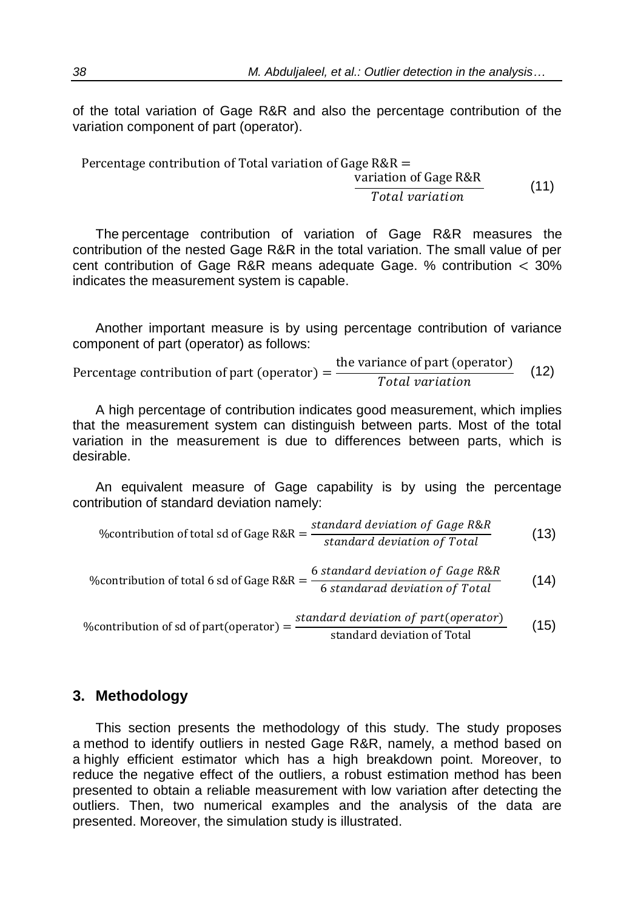of the total variation of Gage R&R and also the percentage contribution of the variation component of part (operator).

$$\text{Percentage contribution of Total variation of Gage R\&R} = \frac{\text{variation of Gage R\&R}}{\mathit{Total\ variation}} \qquad (11)$$

The percentage contribution of variation of Gage R&R measures the contribution of the nested Gage R&R in the total variation. The small value of per cent contribution of Gage R&R means adequate Gage. % contribution $< 30\%$ indicates the measurement system is capable.

Another important measure is by using percentage contribution of variance component of part (operator) as follows:

$$\text{Percentage contribution of part (operator)} = \frac{\text{the variance of part (operator)}}{\mathit{Total\ variation}} \qquad (12)$$

A high percentage of contribution indicates good measurement, which implies that the measurement system can distinguish between parts. Most of the total variation in the measurement is due to differences between parts, which is desirable.

An equivalent measure of Gage capability is by using the percentage contribution of standard deviation namely:

$$\text{\%contribution of total sd of Gage R\&R} = \frac{\mathit{standard\ deviation\ of\ Gage\ R\&R}}{\mathit{standard\ deviation\ of\ Total}} \qquad (13)$$

$$\text{\%contribution of total 6 sd of Gage R\&R} = \frac{6\ \mathit{standard\ deviation\ of\ Gage\ R\&R}}{6\ \mathit{standarad\ deviation\ of\ Total}} \qquad (14)$$

$$\text{\%contribution of sd of part(operator)} = \frac{\mathit{standard\ deviation\ of\ part(operator)}}{\text{standard deviation of Total}} \qquad (15)$$

## 3. Methodology

This section presents the methodology of this study. The study proposes a method to identify outliers in nested Gage R&R, namely, a method based on a highly efficient estimator which has a high breakdown point. Moreover, to reduce the negative effect of the outliers, a robust estimation method has been presented to obtain a reliable measurement with low variation after detecting the outliers. Then, two numerical examples and the analysis of the data are presented. Moreover, the simulation study is illustrated.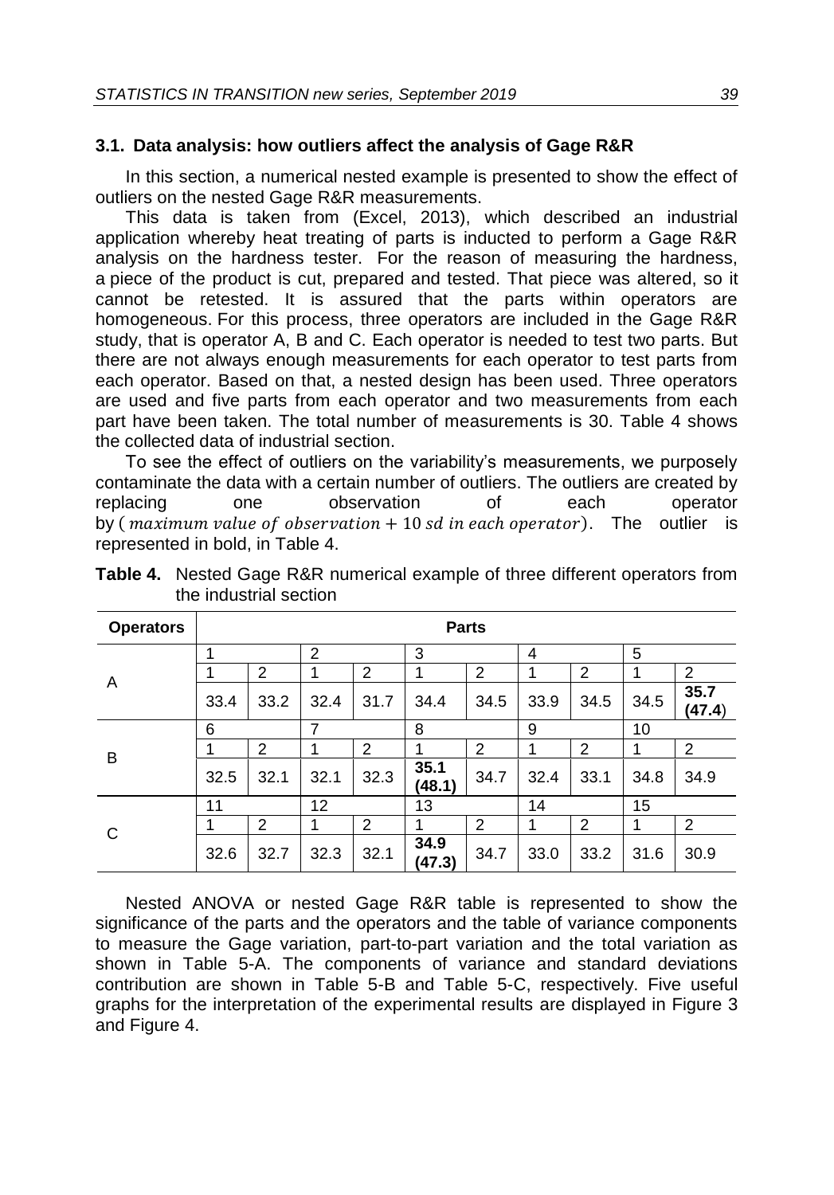### 3.1. Data analysis: how outliers affect the analysis of Gage R&R

In this section, a numerical nested example is presented to show the effect of outliers on the nested Gage R&R measurements.

This data is taken from (Excel, 2013), which described an industrial application whereby heat treating of parts is inducted to perform a Gage R&R analysis on the hardness tester. For the reason of measuring the hardness, a piece of the product is cut, prepared and tested. That piece was altered, so it cannot be retested. It is assured that the parts within operators are homogeneous. For this process, three operators are included in the Gage R&R study, that is operator A, B and C. Each operator is needed to test two parts. But there are not always enough measurements for each operator to test parts from each operator. Based on that, a nested design has been used. Three operators are used and five parts from each operator and two measurements from each part have been taken. The total number of measurements is 30. Table 4 shows the collected data of industrial section.

To see the effect of outliers on the variability's measurements, we purposely contaminate the data with a certain number of outliers. The outliers are created by replacing one observation of each operator by ($maximum\ value\ of\ observation + 10\ sd\ in\ each\ operator$). The outlier is represented in bold, in Table 4.

**Table 4.** Nested Gage R&R numerical example of three different operators from the industrial section

| Operators | Parts | | | | | | | | | |
|---|---|---|---|---|---|---|---|---|---|---|
| | 1 | | 2 | | 3 | | 4 | | 5 | |
| | 1 | 2 | 1 | 2 | 1 | 2 | 1 | 2 | 1 | 2 |
| A | 33.4 | 33.2 | 32.4 | 31.7 | 34.4 | 34.5 | 33.9 | 34.5 | 34.5 | **35.7 (47.4)** |
| | 6 | | 7 | | 8 | | 9 | | 10 | |
| | 1 | 2 | 1 | 2 | 1 | 2 | 1 | 2 | 1 | 2 |
| B | 32.5 | 32.1 | 32.1 | 32.3 | **35.1 (48.1)** | 34.7 | 32.4 | 33.1 | 34.8 | 34.9 |
| | 11 | | 12 | | 13 | | 14 | | 15 | |
| | 1 | 2 | 1 | 2 | 1 | 2 | 1 | 2 | 1 | 2 |
| C | 32.6 | 32.7 | 32.3 | 32.1 | **34.9 (47.3)** | 34.7 | 33.0 | 33.2 | 31.6 | 30.9 |

Nested ANOVA or nested Gage R&R table is represented to show the significance of the parts and the operators and the table of variance components to measure the Gage variation, part-to-part variation and the total variation as shown in Table 5-A. The components of variance and standard deviations contribution are shown in Table 5-B and Table 5-C, respectively. Five useful graphs for the interpretation of the experimental results are displayed in Figure 3 and Figure 4.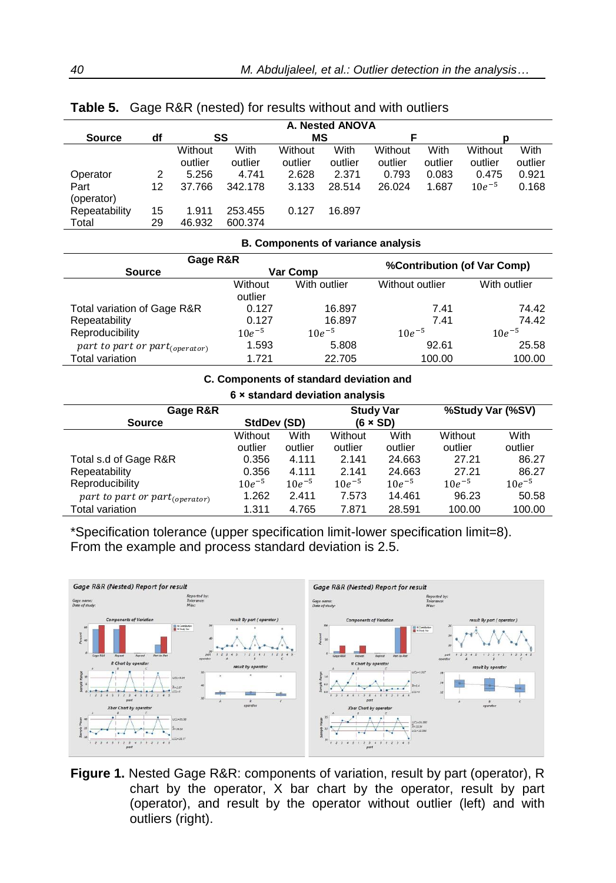**Table 5.** Gage R&R (nested) for results without and with outliers

**A. Nested ANOVA**

| Source | df | SS | | MS | | F | | p | |
|---|---|---|---|---|---|---|---|---|---|
| | | Without outlier | With outlier | Without outlier | With outlier | Without outlier | With outlier | Without outlier | With outlier |
| Operator | 2 | 5.256 | 4.741 | 2.628 | 2.371 | 0.793 | 0.083 | 0.475 | 0.921 |
| Part (operator) | 12 | 37.766 | 342.178 | 3.133 | 28.514 | 26.024 | 1.687 | $10e^{-5}$ | 0.168 |
| Repeatability | 15 | 1.911 | 253.455 | 0.127 | 16.897 | | | | |
| Total | 29 | 46.932 | 600.374 | | | | | | |

**B. Components of variance analysis**

| Gage R&R Source | Var Comp | | %Contribution (of Var Comp) | |
|---|---|---|---|---|
| | Without outlier | With outlier | Without outlier | With outlier |
| Total variation of Gage R&R | 0.127 | 16.897 | 7.41 | 74.42 |
| Repeatability | 0.127 | 16.897 | 7.41 | 74.42 |
| Reproducibility | $10e^{-5}$ | $10e^{-5}$ | $10e^{-5}$ | $10e^{-5}$ |
| $part\ to\ part\ or\ part_{(operator)}$ | 1.593 | 5.808 | 92.61 | 25.58 |
| Total variation | 1.721 | 22.705 | 100.00 | 100.00 |

**C. Components of standard deviation and 6 × standard deviation analysis**

| Gage R&R Source | StdDev (SD) | | Study Var (6 × SD) | | %Study Var (%SV) | |
|---|---|---|---|---|---|---|
| | Without outlier | With outlier | Without outlier | With outlier | Without outlier | With outlier |
| Total s.d of Gage R&R | 0.356 | 4.111 | 2.141 | 24.663 | 27.21 | 86.27 |
| Repeatability | 0.356 | 4.111 | 2.141 | 24.663 | 27.21 | 86.27 |
| Reproducibility | $10e^{-5}$ | $10e^{-5}$ | $10e^{-5}$ | $10e^{-5}$ | $10e^{-5}$ | $10e^{-5}$ |
| $part\ to\ part\ or\ part_{(operator)}$ | 1.262 | 2.411 | 7.573 | 14.461 | 96.23 | 50.58 |
| Total variation | 1.311 | 4.765 | 7.871 | 28.591 | 100.00 | 100.00 |

*Specification tolerance (upper specification limit-lower specification limit=8). From the example and process standard deviation is 2.5.

**Figure 1.** Nested Gage R&R: components of variation, result by part (operator), R chart by the operator, X bar chart by the operator, result by part (operator), and result by the operator without outlier (left) and with outliers (right).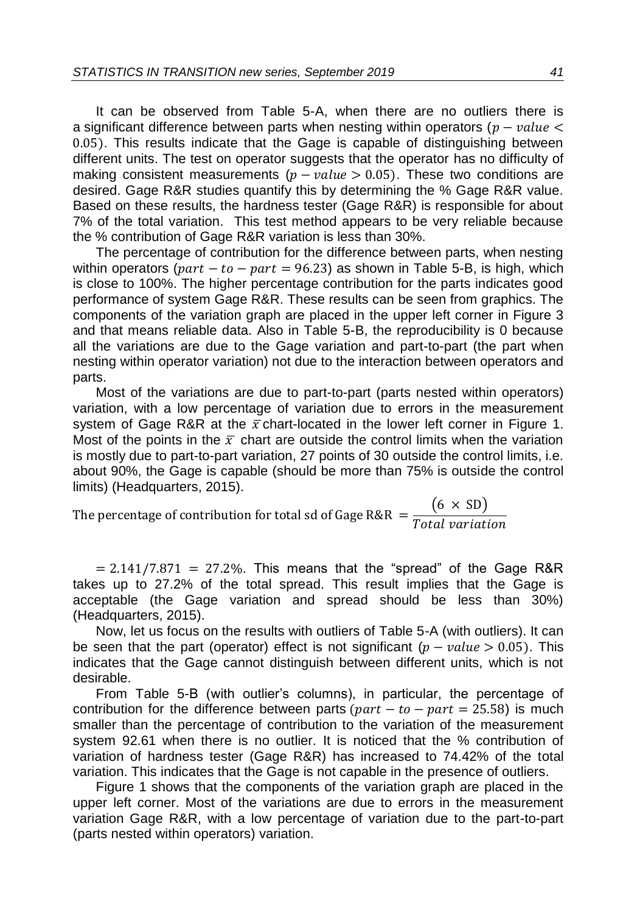It can be observed from Table 5-A, when there are no outliers there is a significant difference between parts when nesting within operators ($p - value < 0.05$). This results indicate that the Gage is capable of distinguishing between different units. The test on operator suggests that the operator has no difficulty of making consistent measurements ($p - value > 0.05$). These two conditions are desired. Gage R&R studies quantify this by determining the % Gage R&R value. Based on these results, the hardness tester (Gage R&R) is responsible for about 7% of the total variation. This test method appears to be very reliable because the % contribution of Gage R&R variation is less than 30%.

The percentage of contribution for the difference between parts, when nesting within operators ($part - to - part = 96.23$) as shown in Table 5-B, is high, which is close to 100%. The higher percentage contribution for the parts indicates good performance of system Gage R&R. These results can be seen from graphics. The components of the variation graph are placed in the upper left corner in Figure 3 and that means reliable data. Also in Table 5-B, the reproducibility is 0 because all the variations are due to the Gage variation and part-to-part (the part when nesting within operator variation) not due to the interaction between operators and parts.

Most of the variations are due to part-to-part (parts nested within operators) variation, with a low percentage of variation due to errors in the measurement system of Gage R&R at the $\bar{x}$ chart-located in the lower left corner in Figure 1. Most of the points in the $\bar{x}$ chart are outside the control limits when the variation is mostly due to part-to-part variation, 27 points of 30 outside the control limits, i.e. about 90%, the Gage is capable (should be more than 75% is outside the control limits) (Headquarters, 2015).

$$\text{The percentage of contribution for total sd of Gage R\&R} = \frac{(6 \times \text{SD})}{Total\ variation}$$

$= 2.141/7.871 = 27.2\%$. This means that the "spread" of the Gage R&R takes up to 27.2% of the total spread. This result implies that the Gage is acceptable (the Gage variation and spread should be less than 30%) (Headquarters, 2015).

Now, let us focus on the results with outliers of Table 5-A (with outliers). It can be seen that the part (operator) effect is not significant ($p - value > 0.05$). This indicates that the Gage cannot distinguish between different units, which is not desirable.

From Table 5-B (with outlier's columns), in particular, the percentage of contribution for the difference between parts ($part - to - part = 25.58$) is much smaller than the percentage of contribution to the variation of the measurement system 92.61 when there is no outlier. It is noticed that the % contribution of variation of hardness tester (Gage R&R) has increased to 74.42% of the total variation. This indicates that the Gage is not capable in the presence of outliers.

Figure 1 shows that the components of the variation graph are placed in the upper left corner. Most of the variations are due to errors in the measurement variation Gage R&R, with a low percentage of variation due to the part-to-part (parts nested within operators) variation.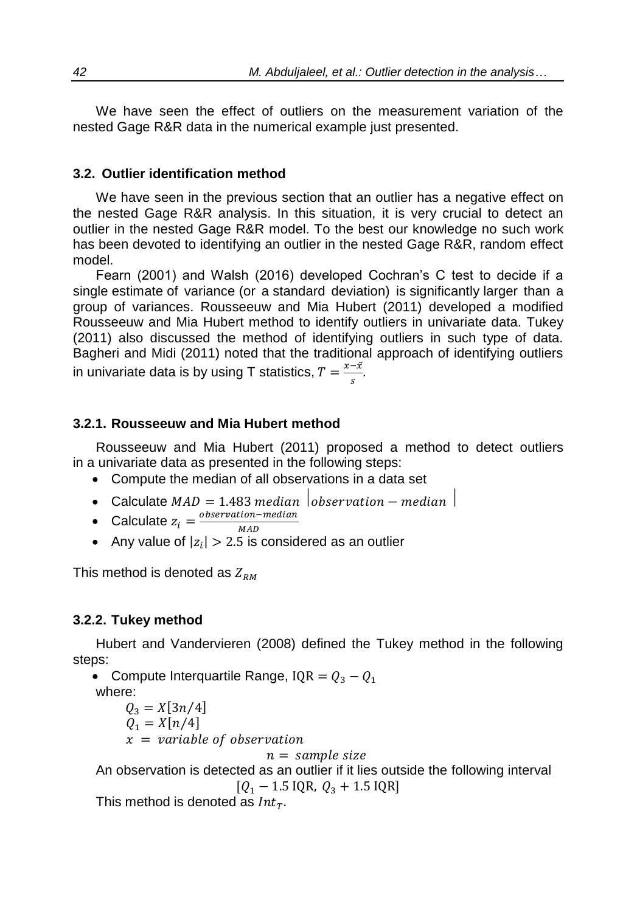We have seen the effect of outliers on the measurement variation of the nested Gage R&R data in the numerical example just presented.

### 3.2. Outlier identification method

We have seen in the previous section that an outlier has a negative effect on the nested Gage R&R analysis. In this situation, it is very crucial to detect an outlier in the nested Gage R&R model. To the best our knowledge no such work has been devoted to identifying an outlier in the nested Gage R&R, random effect model.

Fearn (2001) and Walsh (2016) developed Cochran's C test to decide if a single estimate of variance (or a standard deviation) is significantly larger than a group of variances. Rousseeuw and Mia Hubert (2011) developed a modified Rousseeuw and Mia Hubert method to identify outliers in univariate data. Tukey (2011) also discussed the method of identifying outliers in such type of data. Bagheri and Midi (2011) noted that the traditional approach of identifying outliers in univariate data is by using T statistics, $T = \frac{x-\bar{x}}{s}$.

#### 3.2.1. Rousseeuw and Mia Hubert method

Rousseeuw and Mia Hubert (2011) proposed a method to detect outliers in a univariate data as presented in the following steps:

- Compute the median of all observations in a data set
- Calculate $MAD = 1.483\ median\ \left|observation - median\right|$
- Calculate $z_i = \frac{observation - median}{MAD}$
- Any value of $|z_i| > 2.5$ is considered as an outlier

This method is denoted as $Z_{RM}$

#### 3.2.2. Tukey method

Hubert and Vandervieren (2008) defined the Tukey method in the following steps:

- Compute Interquartile Range, $\mathrm{IQR} = Q_3 - Q_1$

  where:

  $Q_3 = X[3n/4]$

  $Q_1 = X[n/4]$

  $x = variable\ of\ observation$

  $n = sample\ size$

  An observation is detected as an outlier if it lies outside the following interval

  $$[Q_1 - 1.5\ \mathrm{IQR},\ Q_3 + 1.5\ \mathrm{IQR}]$$

  This method is denoted as $Int_T$.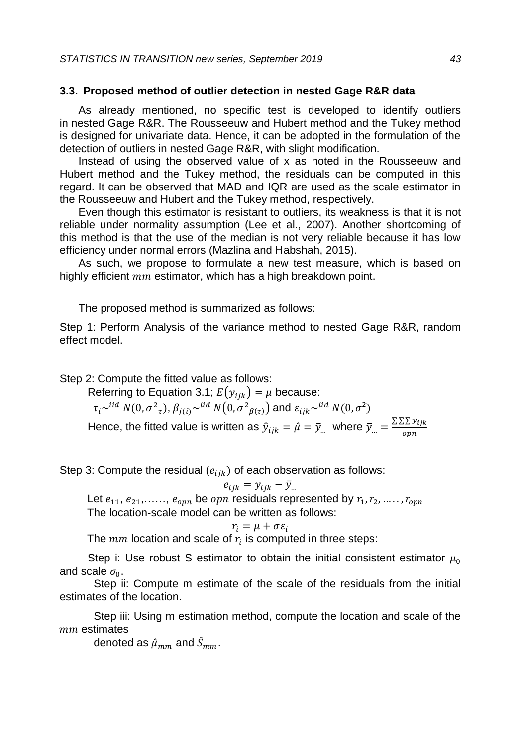### 3.3. Proposed method of outlier detection in nested Gage R&R data

As already mentioned, no specific test is developed to identify outliers in nested Gage R&R. The Rousseeuw and Hubert method and the Tukey method is designed for univariate data. Hence, it can be adopted in the formulation of the detection of outliers in nested Gage R&R, with slight modification.

Instead of using the observed value of x as noted in the Rousseeuw and Hubert method and the Tukey method, the residuals can be computed in this regard. It can be observed that MAD and IQR are used as the scale estimator in the Rousseeuw and Hubert and the Tukey method, respectively.

Even though this estimator is resistant to outliers, its weakness is that it is not reliable under normality assumption (Lee et al., 2007). Another shortcoming of this method is that the use of the median is not very reliable because it has low efficiency under normal errors (Mazlina and Habshah, 2015).

As such, we propose to formulate a new test measure, which is based on highly efficient $mm$ estimator, which has a high breakdown point.

The proposed method is summarized as follows:

Step 1: Perform Analysis of the variance method to nested Gage R&R, random effect model.

Step 2: Compute the fitted value as follows:

Referring to Equation 3.1; $E(y_{ijk}) = \mu$ because:

$\tau_i \sim^{iid} N(0, \sigma^2{}_\tau)$, $\beta_{j(i)} \sim^{iid} N(0, \sigma^2{}_{\beta(\tau)})$ and $\varepsilon_{ijk} \sim^{iid} N(0, \sigma^2)$

Hence, the fitted value is written as $\hat{y}_{ijk} = \hat{\mu} = \bar{y}_{...}$ where $\bar{y}_{...} = \frac{\sum\sum\sum y_{ijk}}{opn}$

Step 3: Compute the residual ($e_{ijk}$) of each observation as follows:

$$e_{ijk} = y_{ijk} - \bar{y}_{...}$$

Let $e_{11}, e_{21}, \ldots\ldots, e_{opn}$ be $opn$ residuals represented by $r_1, r_2, \ldots\ldots, r_{opn}$

The location-scale model can be written as follows:

$$r_i = \mu + \sigma\varepsilon_i$$

The $mm$ location and scale of $r_i$ is computed in three steps:

Step i: Use robust S estimator to obtain the initial consistent estimator $\mu_0$ and scale $\sigma_0$.

Step ii: Compute m estimate of the scale of the residuals from the initial estimates of the location.

Step iii: Using m estimation method, compute the location and scale of the $mm$ estimates denoted as $\hat{\mu}_{mm}$ and $\hat{S}_{mm}$.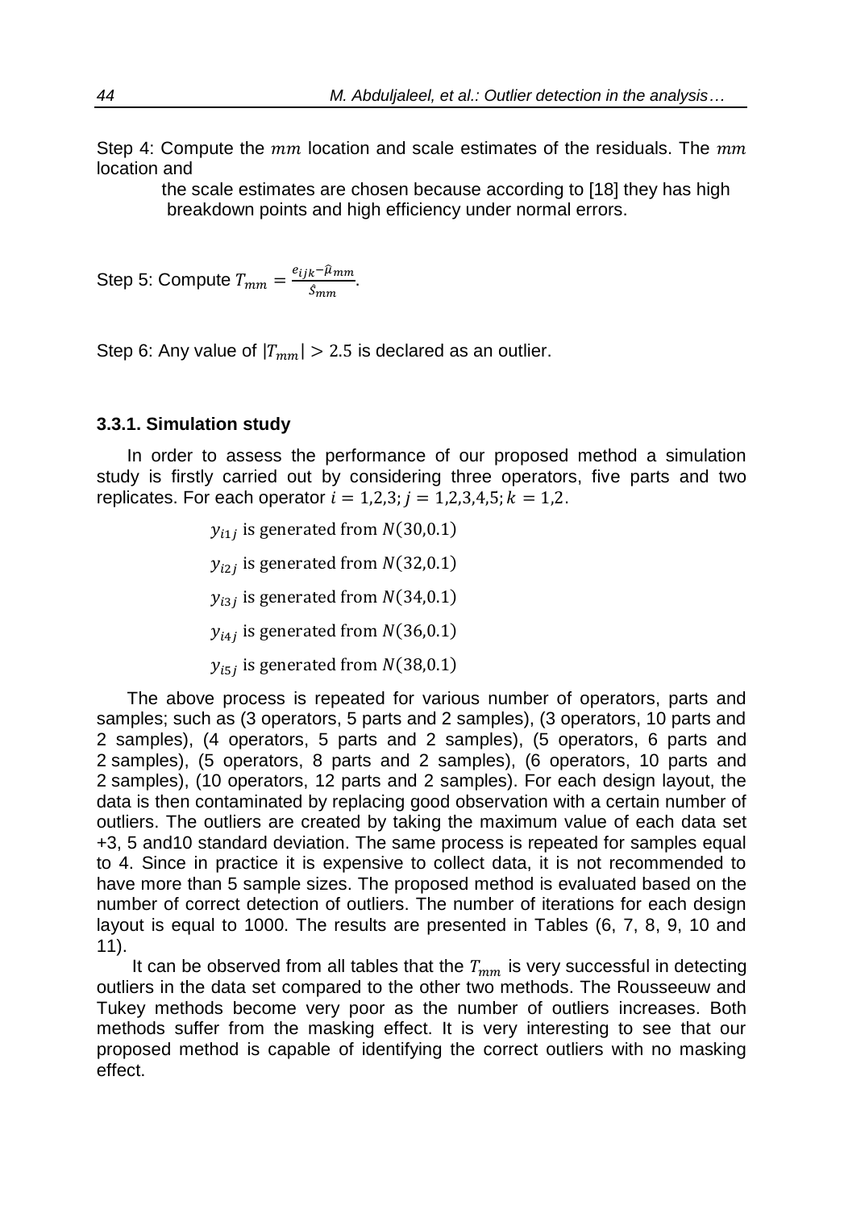Step 4: Compute the $mm$ location and scale estimates of the residuals. The $mm$ location and

the scale estimates are chosen because according to [18] they has high breakdown points and high efficiency under normal errors.

Step 5: Compute $T_{mm} = \frac{e_{ijk} - \hat{\mu}_{mm}}{\hat{S}_{mm}}$.

Step 6: Any value of $|T_{mm}| > 2.5$ is declared as an outlier.

### 3.3.1. Simulation study

In order to assess the performance of our proposed method a simulation study is firstly carried out by considering three operators, five parts and two replicates. For each operator $i = 1,2,3; j = 1,2,3,4,5; k = 1,2$.

$$y_{i1j} \text{ is generated from } N(30,0.1)$$

$$y_{i2j} \text{ is generated from } N(32,0.1)$$

$$y_{i3j} \text{ is generated from } N(34,0.1)$$

$$y_{i4j} \text{ is generated from } N(36,0.1)$$

$$y_{i5j} \text{ is generated from } N(38,0.1)$$

The above process is repeated for various number of operators, parts and samples; such as (3 operators, 5 parts and 2 samples), (3 operators, 10 parts and 2 samples), (4 operators, 5 parts and 2 samples), (5 operators, 6 parts and 2 samples), (5 operators, 8 parts and 2 samples), (6 operators, 10 parts and 2 samples), (10 operators, 12 parts and 2 samples). For each design layout, the data is then contaminated by replacing good observation with a certain number of outliers. The outliers are created by taking the maximum value of each data set +3, 5 and10 standard deviation. The same process is repeated for samples equal to 4. Since in practice it is expensive to collect data, it is not recommended to have more than 5 sample sizes. The proposed method is evaluated based on the number of correct detection of outliers. The number of iterations for each design layout is equal to 1000. The results are presented in Tables (6, 7, 8, 9, 10 and 11).

It can be observed from all tables that the $T_{mm}$ is very successful in detecting outliers in the data set compared to the other two methods. The Rousseeuw and Tukey methods become very poor as the number of outliers increases. Both methods suffer from the masking effect. It is very interesting to see that our proposed method is capable of identifying the correct outliers with no masking effect.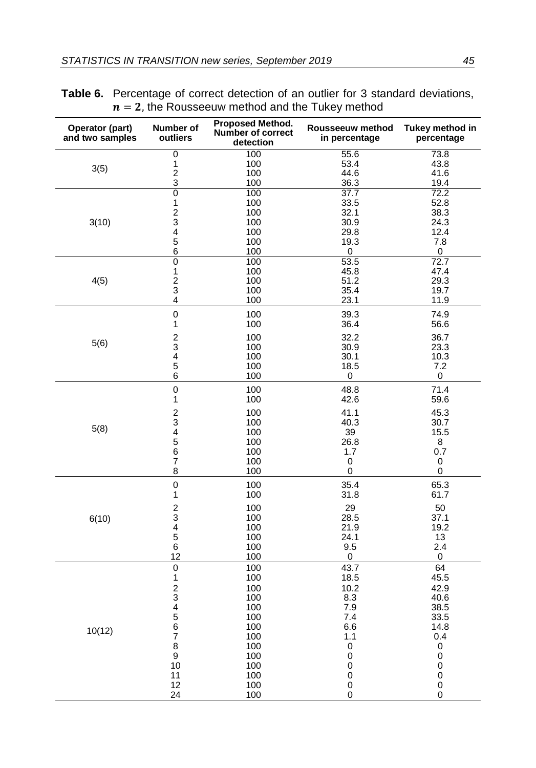**Table 6.** Percentage of correct detection of an outlier for 3 standard deviations, $n = 2$, the Rousseeuw method and the Tukey method

| Operator (part) and two samples | Number of outliers | Proposed Method. Number of correct detection | Rousseeuw method in percentage | Tukey method in percentage |
|---|---|---|---|---|
| 3(5) | 0 | 100 | 55.6 | 73.8 |
| | 1 | 100 | 53.4 | 43.8 |
| | 2 | 100 | 44.6 | 41.6 |
| | 3 | 100 | 36.3 | 19.4 |
| 3(10) | 0 | 100 | 37.7 | 72.2 |
| | 1 | 100 | 33.5 | 52.8 |
| | 2 | 100 | 32.1 | 38.3 |
| | 3 | 100 | 30.9 | 24.3 |
| | 4 | 100 | 29.8 | 12.4 |
| | 5 | 100 | 19.3 | 7.8 |
| | 6 | 100 | 0 | 0 |
| 4(5) | 0 | 100 | 53.5 | 72.7 |
| | 1 | 100 | 45.8 | 47.4 |
| | 2 | 100 | 51.2 | 29.3 |
| | 3 | 100 | 35.4 | 19.7 |
| | 4 | 100 | 23.1 | 11.9 |
| 5(6) | 0 | 100 | 39.3 | 74.9 |
| | 1 | 100 | 36.4 | 56.6 |
| | 2 | 100 | 32.2 | 36.7 |
| | 3 | 100 | 30.9 | 23.3 |
| | 4 | 100 | 30.1 | 10.3 |
| | 5 | 100 | 18.5 | 7.2 |
| | 6 | 100 | 0 | 0 |
| 5(8) | 0 | 100 | 48.8 | 71.4 |
| | 1 | 100 | 42.6 | 59.6 |
| | 2 | 100 | 41.1 | 45.3 |
| | 3 | 100 | 40.3 | 30.7 |
| | 4 | 100 | 39 | 15.5 |
| | 5 | 100 | 26.8 | 8 |
| | 6 | 100 | 1.7 | 0.7 |
| | 7 | 100 | 0 | 0 |
| | 8 | 100 | 0 | 0 |
| 6(10) | 0 | 100 | 35.4 | 65.3 |
| | 1 | 100 | 31.8 | 61.7 |
| | 2 | 100 | 29 | 50 |
| | 3 | 100 | 28.5 | 37.1 |
| | 4 | 100 | 21.9 | 19.2 |
| | 5 | 100 | 24.1 | 13 |
| | 6 | 100 | 9.5 | 2.4 |
| | 12 | 100 | 0 | 0 |
| 10(12) | 0 | 100 | 43.7 | 64 |
| | 1 | 100 | 18.5 | 45.5 |
| | 2 | 100 | 10.2 | 42.9 |
| | 3 | 100 | 8.3 | 40.6 |
| | 4 | 100 | 7.9 | 38.5 |
| | 5 | 100 | 7.4 | 33.5 |
| | 6 | 100 | 6.6 | 14.8 |
| | 7 | 100 | 1.1 | 0.4 |
| | 8 | 100 | 0 | 0 |
| | 9 | 100 | 0 | 0 |
| | 10 | 100 | 0 | 0 |
| | 11 | 100 | 0 | 0 |
| | 12 | 100 | 0 | 0 |
| | 24 | 100 | 0 | 0 |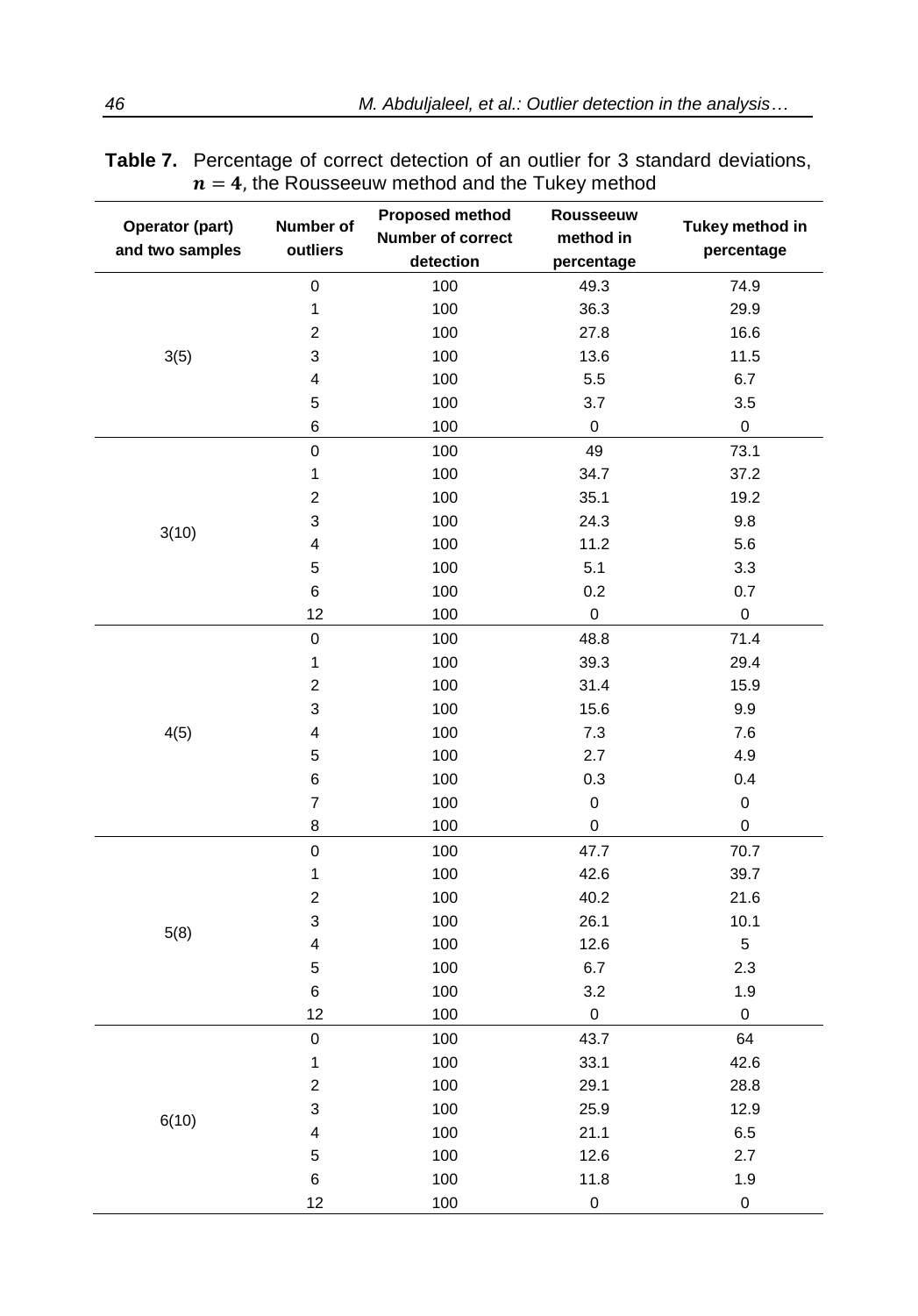**Table 7.** Percentage of correct detection of an outlier for 3 standard deviations, $n = 4$, the Rousseeuw method and the Tukey method

| Operator (part) and two samples | Number of outliers | Proposed method Number of correct detection | Rousseeuw method in percentage | Tukey method in percentage |
|---|---|---|---|---|
| 3(5) | 0 | 100 | 49.3 | 74.9 |
| | 1 | 100 | 36.3 | 29.9 |
| | 2 | 100 | 27.8 | 16.6 |
| | 3 | 100 | 13.6 | 11.5 |
| | 4 | 100 | 5.5 | 6.7 |
| | 5 | 100 | 3.7 | 3.5 |
| | 6 | 100 | 0 | 0 |
| 3(10) | 0 | 100 | 49 | 73.1 |
| | 1 | 100 | 34.7 | 37.2 |
| | 2 | 100 | 35.1 | 19.2 |
| | 3 | 100 | 24.3 | 9.8 |
| | 4 | 100 | 11.2 | 5.6 |
| | 5 | 100 | 5.1 | 3.3 |
| | 6 | 100 | 0.2 | 0.7 |
| | 12 | 100 | 0 | 0 |
| 4(5) | 0 | 100 | 48.8 | 71.4 |
| | 1 | 100 | 39.3 | 29.4 |
| | 2 | 100 | 31.4 | 15.9 |
| | 3 | 100 | 15.6 | 9.9 |
| | 4 | 100 | 7.3 | 7.6 |
| | 5 | 100 | 2.7 | 4.9 |
| | 6 | 100 | 0.3 | 0.4 |
| | 7 | 100 | 0 | 0 |
| | 8 | 100 | 0 | 0 |
| 5(8) | 0 | 100 | 47.7 | 70.7 |
| | 1 | 100 | 42.6 | 39.7 |
| | 2 | 100 | 40.2 | 21.6 |
| | 3 | 100 | 26.1 | 10.1 |
| | 4 | 100 | 12.6 | 5 |
| | 5 | 100 | 6.7 | 2.3 |
| | 6 | 100 | 3.2 | 1.9 |
| | 12 | 100 | 0 | 0 |
| 6(10) | 0 | 100 | 43.7 | 64 |
| | 1 | 100 | 33.1 | 42.6 |
| | 2 | 100 | 29.1 | 28.8 |
| | 3 | 100 | 25.9 | 12.9 |
| | 4 | 100 | 21.1 | 6.5 |
| | 5 | 100 | 12.6 | 2.7 |
| | 6 | 100 | 11.8 | 1.9 |
| | 12 | 100 | 0 | 0 |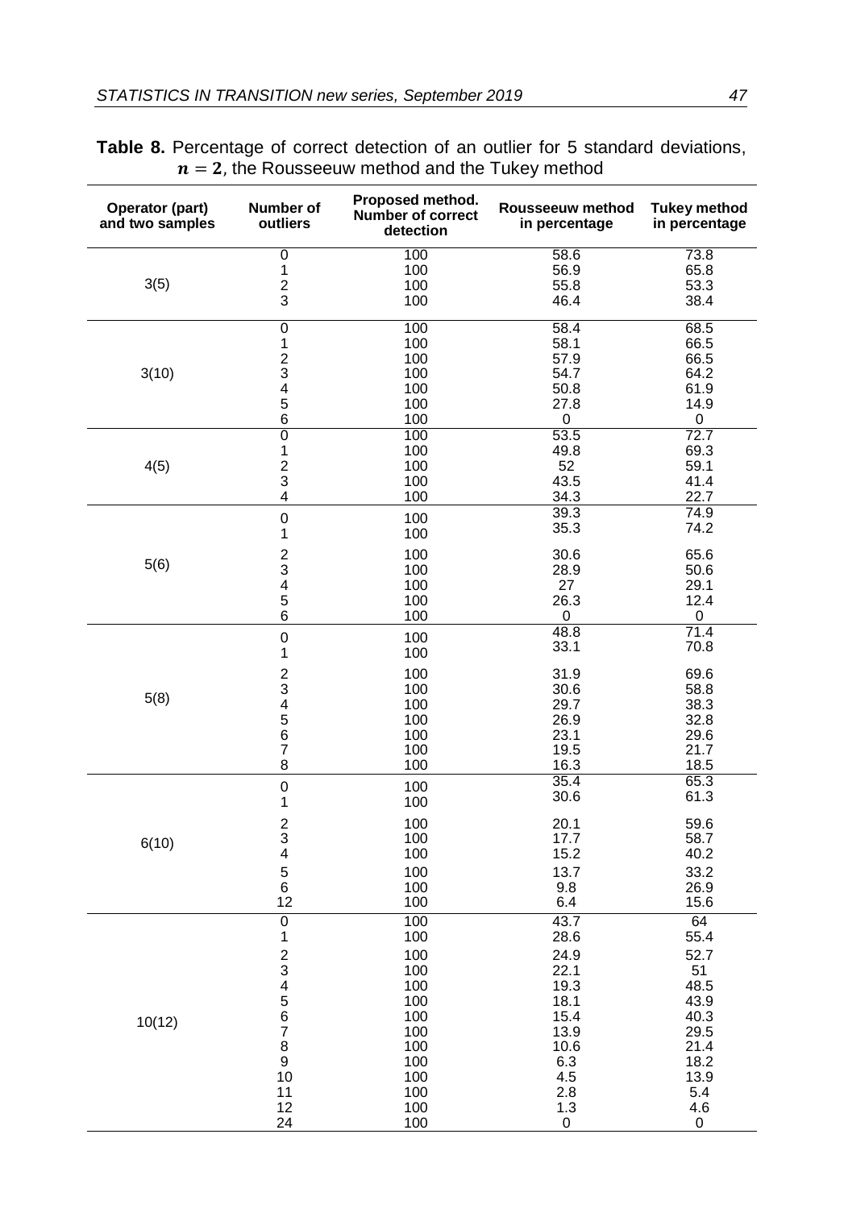**Table 8.** Percentage of correct detection of an outlier for 5 standard deviations, $n = 2$, the Rousseeuw method and the Tukey method

| Operator (part) and two samples | Number of outliers | Proposed method. Number of correct detection | Rousseeuw method in percentage | Tukey method in percentage |
|---|---|---|---|---|
| 3(5) | 0 | 100 | 58.6 | 73.8 |
| | 1 | 100 | 56.9 | 65.8 |
| | 2 | 100 | 55.8 | 53.3 |
| | 3 | 100 | 46.4 | 38.4 |
| 3(10) | 0 | 100 | 58.4 | 68.5 |
| | 1 | 100 | 58.1 | 66.5 |
| | 2 | 100 | 57.9 | 66.5 |
| | 3 | 100 | 54.7 | 64.2 |
| | 4 | 100 | 50.8 | 61.9 |
| | 5 | 100 | 27.8 | 14.9 |
| | 6 | 100 | 0 | 0 |
| 4(5) | 0 | 100 | 53.5 | 72.7 |
| | 1 | 100 | 49.8 | 69.3 |
| | 2 | 100 | 52 | 59.1 |
| | 3 | 100 | 43.5 | 41.4 |
| | 4 | 100 | 34.3 | 22.7 |
| 5(6) | 0 | 100 | 39.3 | 74.9 |
| | 1 | 100 | 35.3 | 74.2 |
| | 2 | 100 | 30.6 | 65.6 |
| | 3 | 100 | 28.9 | 50.6 |
| | 4 | 100 | 27 | 29.1 |
| | 5 | 100 | 26.3 | 12.4 |
| | 6 | 100 | 0 | 0 |
| 5(8) | 0 | 100 | 48.8 | 71.4 |
| | 1 | 100 | 33.1 | 70.8 |
| | 2 | 100 | 31.9 | 69.6 |
| | 3 | 100 | 30.6 | 58.8 |
| | 4 | 100 | 29.7 | 38.3 |
| | 5 | 100 | 26.9 | 32.8 |
| | 6 | 100 | 23.1 | 29.6 |
| | 7 | 100 | 19.5 | 21.7 |
| | 8 | 100 | 16.3 | 18.5 |
| 6(10) | 0 | 100 | 35.4 | 65.3 |
| | 1 | 100 | 30.6 | 61.3 |
| | 2 | 100 | 20.1 | 59.6 |
| | 3 | 100 | 17.7 | 58.7 |
| | 4 | 100 | 15.2 | 40.2 |
| | 5 | 100 | 13.7 | 33.2 |
| | 6 | 100 | 9.8 | 26.9 |
| | 12 | 100 | 6.4 | 15.6 |
| 10(12) | 0 | 100 | 43.7 | 64 |
| | 1 | 100 | 28.6 | 55.4 |
| | 2 | 100 | 24.9 | 52.7 |
| | 3 | 100 | 22.1 | 51 |
| | 4 | 100 | 19.3 | 48.5 |
| | 5 | 100 | 18.1 | 43.9 |
| | 6 | 100 | 15.4 | 40.3 |
| | 7 | 100 | 13.9 | 29.5 |
| | 8 | 100 | 10.6 | 21.4 |
| | 9 | 100 | 6.3 | 18.2 |
| | 10 | 100 | 4.5 | 13.9 |
| | 11 | 100 | 2.8 | 5.4 |
| | 12 | 100 | 1.3 | 4.6 |
| | 24 | 100 | 0 | 0 |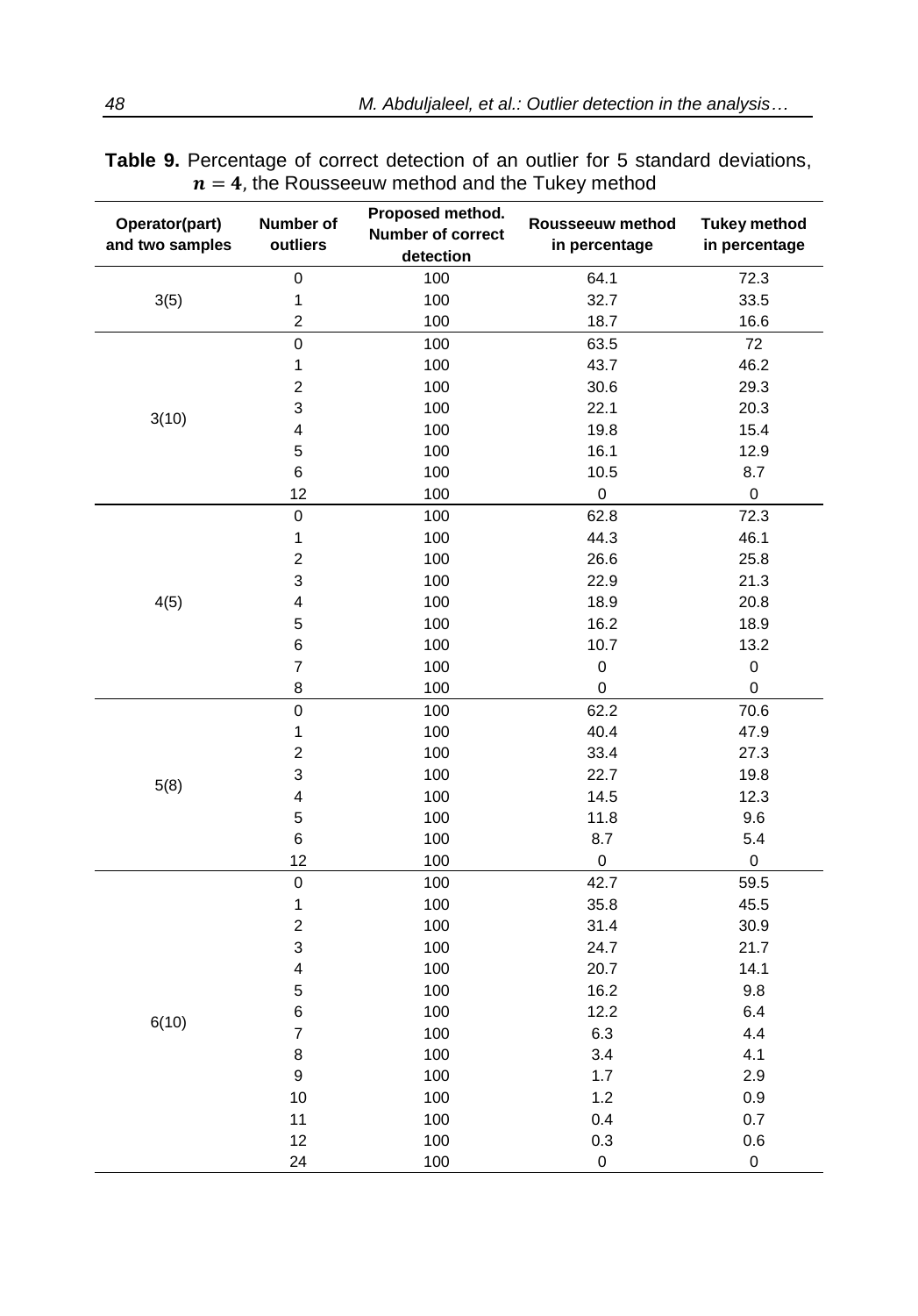**Table 9.** Percentage of correct detection of an outlier for 5 standard deviations, $n = 4$, the Rousseeuw method and the Tukey method

| Operator(part) and two samples | Number of outliers | Proposed method. Number of correct detection | Rousseeuw method in percentage | Tukey method in percentage |
|---|---|---|---|---|
| 3(5) | 0 | 100 | 64.1 | 72.3 |
| | 1 | 100 | 32.7 | 33.5 |
| | 2 | 100 | 18.7 | 16.6 |
| 3(10) | 0 | 100 | 63.5 | 72 |
| | 1 | 100 | 43.7 | 46.2 |
| | 2 | 100 | 30.6 | 29.3 |
| | 3 | 100 | 22.1 | 20.3 |
| | 4 | 100 | 19.8 | 15.4 |
| | 5 | 100 | 16.1 | 12.9 |
| | 6 | 100 | 10.5 | 8.7 |
| | 12 | 100 | 0 | 0 |
| 4(5) | 0 | 100 | 62.8 | 72.3 |
| | 1 | 100 | 44.3 | 46.1 |
| | 2 | 100 | 26.6 | 25.8 |
| | 3 | 100 | 22.9 | 21.3 |
| | 4 | 100 | 18.9 | 20.8 |
| | 5 | 100 | 16.2 | 18.9 |
| | 6 | 100 | 10.7 | 13.2 |
| | 7 | 100 | 0 | 0 |
| | 8 | 100 | 0 | 0 |
| 5(8) | 0 | 100 | 62.2 | 70.6 |
| | 1 | 100 | 40.4 | 47.9 |
| | 2 | 100 | 33.4 | 27.3 |
| | 3 | 100 | 22.7 | 19.8 |
| | 4 | 100 | 14.5 | 12.3 |
| | 5 | 100 | 11.8 | 9.6 |
| | 6 | 100 | 8.7 | 5.4 |
| | 12 | 100 | 0 | 0 |
| 6(10) | 0 | 100 | 42.7 | 59.5 |
| | 1 | 100 | 35.8 | 45.5 |
| | 2 | 100 | 31.4 | 30.9 |
| | 3 | 100 | 24.7 | 21.7 |
| | 4 | 100 | 20.7 | 14.1 |
| | 5 | 100 | 16.2 | 9.8 |
| | 6 | 100 | 12.2 | 6.4 |
| | 7 | 100 | 6.3 | 4.4 |
| | 8 | 100 | 3.4 | 4.1 |
| | 9 | 100 | 1.7 | 2.9 |
| | 10 | 100 | 1.2 | 0.9 |
| | 11 | 100 | 0.4 | 0.7 |
| | 12 | 100 | 0.3 | 0.6 |
| | 24 | 100 | 0 | 0 |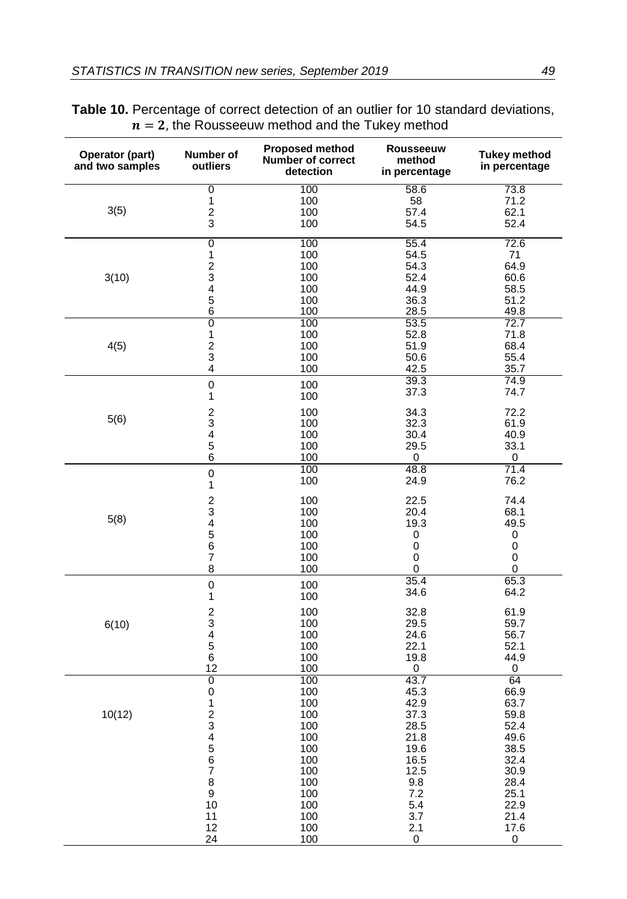**Table 10.** Percentage of correct detection of an outlier for 10 standard deviations, $n = 2$, the Rousseeuw method and the Tukey method

| Operator (part) and two samples | Number of outliers | Proposed method Number of correct detection | Rousseeuw method in percentage | Tukey method in percentage |
|---|---|---|---|---|
| 3(5) | 0 | 100 | 58.6 | 73.8 |
| | 1 | 100 | 58 | 71.2 |
| | 2 | 100 | 57.4 | 62.1 |
| | 3 | 100 | 54.5 | 52.4 |
| 3(10) | 0 | 100 | 55.4 | 72.6 |
| | 1 | 100 | 54.5 | 71 |
| | 2 | 100 | 54.3 | 64.9 |
| | 3 | 100 | 52.4 | 60.6 |
| | 4 | 100 | 44.9 | 58.5 |
| | 5 | 100 | 36.3 | 51.2 |
| | 6 | 100 | 28.5 | 49.8 |
| 4(5) | 0 | 100 | 53.5 | 72.7 |
| | 1 | 100 | 52.8 | 71.8 |
| | 2 | 100 | 51.9 | 68.4 |
| | 3 | 100 | 50.6 | 55.4 |
| | 4 | 100 | 42.5 | 35.7 |
| 5(6) | 0 | 100 | 39.3 | 74.9 |
| | 1 | 100 | 37.3 | 74.7 |
| | 2 | 100 | 34.3 | 72.2 |
| | 3 | 100 | 32.3 | 61.9 |
| | 4 | 100 | 30.4 | 40.9 |
| | 5 | 100 | 29.5 | 33.1 |
| | 6 | 100 | 0 | 0 |
| 5(8) | 0 | 100 | 48.8 | 71.4 |
| | 1 | 100 | 24.9 | 76.2 |
| | 2 | 100 | 22.5 | 74.4 |
| | 3 | 100 | 20.4 | 68.1 |
| | 4 | 100 | 19.3 | 49.5 |
| | 5 | 100 | 0 | 0 |
| | 6 | 100 | 0 | 0 |
| | 7 | 100 | 0 | 0 |
| | 8 | 100 | 0 | 0 |
| 6(10) | 0 | 100 | 35.4 | 65.3 |
| | 1 | 100 | 34.6 | 64.2 |
| | 2 | 100 | 32.8 | 61.9 |
| | 3 | 100 | 29.5 | 59.7 |
| | 4 | 100 | 24.6 | 56.7 |
| | 5 | 100 | 22.1 | 52.1 |
| | 6 | 100 | 19.8 | 44.9 |
| | 12 | 100 | 0 | 0 |
| 10(12) | 0 | 100 | 43.7 | 64 |
| | 0 | 100 | 45.3 | 66.9 |
| | 1 | 100 | 42.9 | 63.7 |
| | 2 | 100 | 37.3 | 59.8 |
| | 3 | 100 | 28.5 | 52.4 |
| | 4 | 100 | 21.8 | 49.6 |
| | 5 | 100 | 19.6 | 38.5 |
| | 6 | 100 | 16.5 | 32.4 |
| | 7 | 100 | 12.5 | 30.9 |
| | 8 | 100 | 9.8 | 28.4 |
| | 9 | 100 | 7.2 | 25.1 |
| | 10 | 100 | 5.4 | 22.9 |
| | 11 | 100 | 3.7 | 21.4 |
| | 12 | 100 | 2.1 | 17.6 |
| | 24 | 100 | 0 | 0 |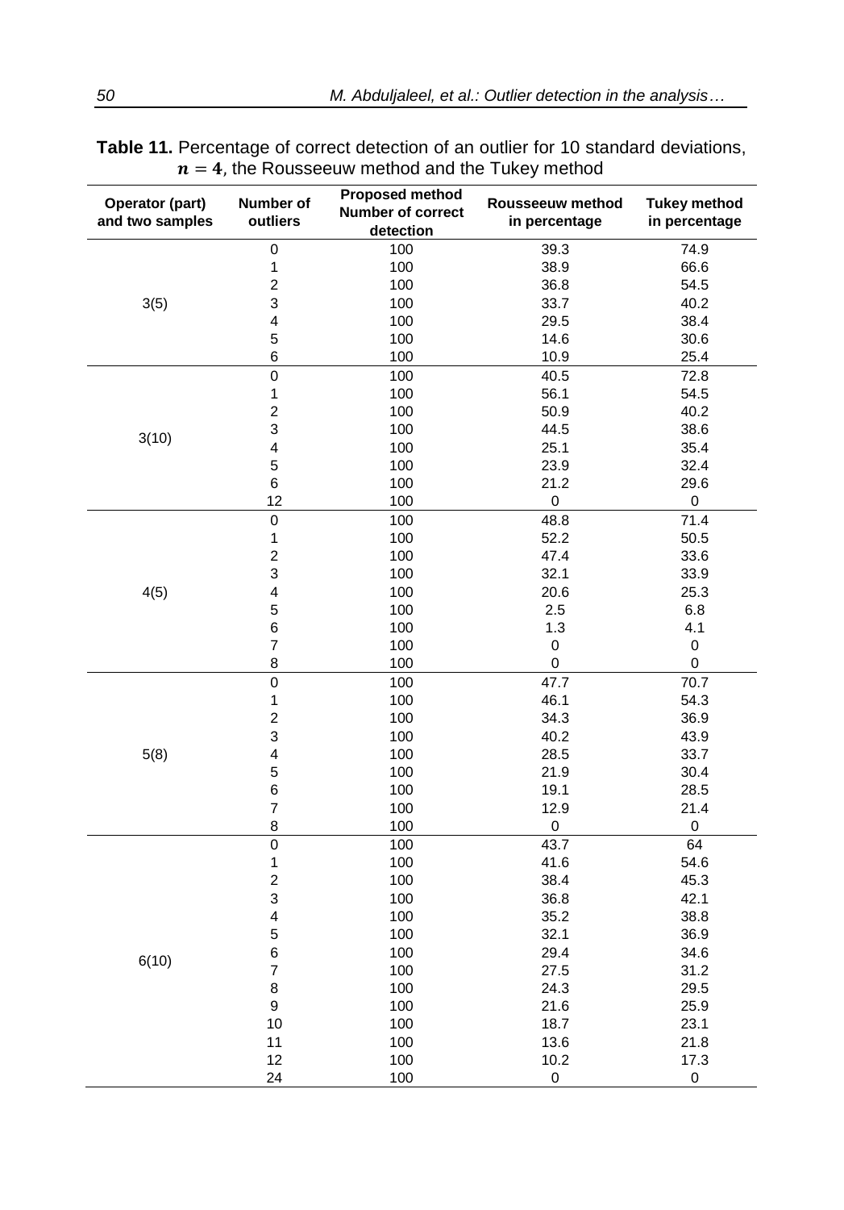**Table 11.** Percentage of correct detection of an outlier for 10 standard deviations, $n = 4$, the Rousseeuw method and the Tukey method

| Operator (part) and two samples | Number of outliers | Proposed method Number of correct detection | Rousseeuw method in percentage | Tukey method in percentage |
|---|---|---|---|---|
| 3(5) | 0 | 100 | 39.3 | 74.9 |
| | 1 | 100 | 38.9 | 66.6 |
| | 2 | 100 | 36.8 | 54.5 |
| | 3 | 100 | 33.7 | 40.2 |
| | 4 | 100 | 29.5 | 38.4 |
| | 5 | 100 | 14.6 | 30.6 |
| | 6 | 100 | 10.9 | 25.4 |
| 3(10) | 0 | 100 | 40.5 | 72.8 |
| | 1 | 100 | 56.1 | 54.5 |
| | 2 | 100 | 50.9 | 40.2 |
| | 3 | 100 | 44.5 | 38.6 |
| | 4 | 100 | 25.1 | 35.4 |
| | 5 | 100 | 23.9 | 32.4 |
| | 6 | 100 | 21.2 | 29.6 |
| | 12 | 100 | 0 | 0 |
| 4(5) | 0 | 100 | 48.8 | 71.4 |
| | 1 | 100 | 52.2 | 50.5 |
| | 2 | 100 | 47.4 | 33.6 |
| | 3 | 100 | 32.1 | 33.9 |
| | 4 | 100 | 20.6 | 25.3 |
| | 5 | 100 | 2.5 | 6.8 |
| | 6 | 100 | 1.3 | 4.1 |
| | 7 | 100 | 0 | 0 |
| | 8 | 100 | 0 | 0 |
| 5(8) | 0 | 100 | 47.7 | 70.7 |
| | 1 | 100 | 46.1 | 54.3 |
| | 2 | 100 | 34.3 | 36.9 |
| | 3 | 100 | 40.2 | 43.9 |
| | 4 | 100 | 28.5 | 33.7 |
| | 5 | 100 | 21.9 | 30.4 |
| | 6 | 100 | 19.1 | 28.5 |
| | 7 | 100 | 12.9 | 21.4 |
| | 8 | 100 | 0 | 0 |
| 6(10) | 0 | 100 | 43.7 | 64 |
| | 1 | 100 | 41.6 | 54.6 |
| | 2 | 100 | 38.4 | 45.3 |
| | 3 | 100 | 36.8 | 42.1 |
| | 4 | 100 | 35.2 | 38.8 |
| | 5 | 100 | 32.1 | 36.9 |
| | 6 | 100 | 29.4 | 34.6 |
| | 7 | 100 | 27.5 | 31.2 |
| | 8 | 100 | 24.3 | 29.5 |
| | 9 | 100 | 21.6 | 25.9 |
| | 10 | 100 | 18.7 | 23.1 |
| | 11 | 100 | 13.6 | 21.8 |
| | 12 | 100 | 10.2 | 17.3 |
| | 24 | 100 | 0 | 0 |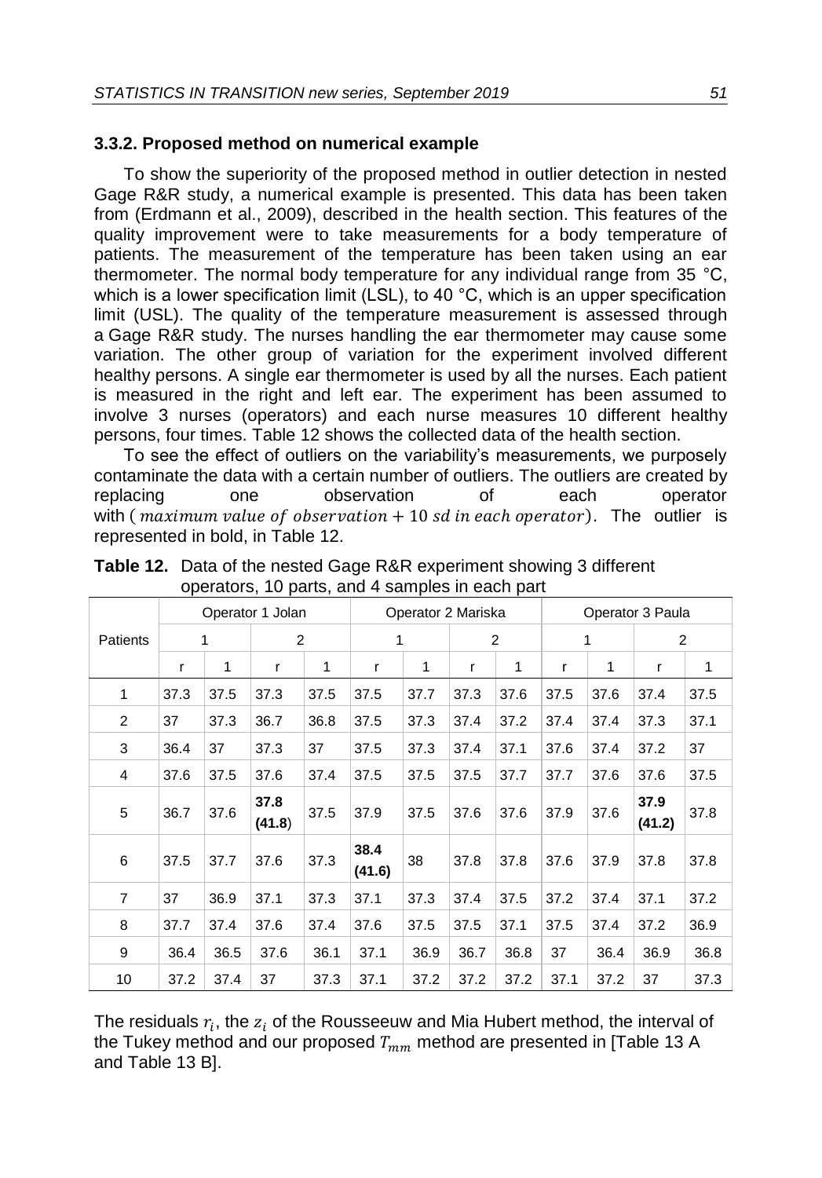### 3.3.2. Proposed method on numerical example

To show the superiority of the proposed method in outlier detection in nested Gage R&R study, a numerical example is presented. This data has been taken from (Erdmann et al., 2009), described in the health section. This features of the quality improvement were to take measurements for a body temperature of patients. The measurement of the temperature has been taken using an ear thermometer. The normal body temperature for any individual range from 35 °C, which is a lower specification limit (LSL), to 40 °C, which is an upper specification limit (USL). The quality of the temperature measurement is assessed through a Gage R&R study. The nurses handling the ear thermometer may cause some variation. The other group of variation for the experiment involved different healthy persons. A single ear thermometer is used by all the nurses. Each patient is measured in the right and left ear. The experiment has been assumed to involve 3 nurses (operators) and each nurse measures 10 different healthy persons, four times. Table 12 shows the collected data of the health section.

To see the effect of outliers on the variability's measurements, we purposely contaminate the data with a certain number of outliers. The outliers are created by replacing one observation of each operator with $(maximum\ value\ of\ observation + 10\ sd\ in\ each\ operator)$. The outlier is represented in bold, in Table 12.

**Table 12.** Data of the nested Gage R&R experiment showing 3 different operators, 10 parts, and 4 samples in each part

| Patients | Operator 1 Jolan | | | | Operator 2 Mariska | | | | Operator 3 Paula | | | |
|---|---|---|---|---|---|---|---|---|---|---|---|---|
| | 1 | | 2 | | 1 | | 2 | | 1 | | 2 | |
| | r | 1 | r | 1 | r | 1 | r | 1 | r | 1 | r | 1 |
| 1 | 37.3 | 37.5 | 37.3 | 37.5 | 37.5 | 37.7 | 37.3 | 37.6 | 37.5 | 37.6 | 37.4 | 37.5 |
| 2 | 37 | 37.3 | 36.7 | 36.8 | 37.5 | 37.3 | 37.4 | 37.2 | 37.4 | 37.4 | 37.3 | 37.1 |
| 3 | 36.4 | 37 | 37.3 | 37 | 37.5 | 37.3 | 37.4 | 37.1 | 37.6 | 37.4 | 37.2 | 37 |
| 4 | 37.6 | 37.5 | 37.6 | 37.4 | 37.5 | 37.5 | 37.5 | 37.7 | 37.7 | 37.6 | 37.6 | 37.5 |
| 5 | 36.7 | 37.6 | **37.8 (41.8)** | 37.5 | 37.9 | 37.5 | 37.6 | 37.6 | 37.9 | 37.6 | **37.9 (41.2)** | 37.8 |
| 6 | 37.5 | 37.7 | 37.6 | 37.3 | **38.4 (41.6)** | 38 | 37.8 | 37.8 | 37.6 | 37.9 | 37.8 | 37.8 |
| 7 | 37 | 36.9 | 37.1 | 37.3 | 37.1 | 37.3 | 37.4 | 37.5 | 37.2 | 37.4 | 37.1 | 37.2 |
| 8 | 37.7 | 37.4 | 37.6 | 37.4 | 37.6 | 37.5 | 37.5 | 37.1 | 37.5 | 37.4 | 37.2 | 36.9 |
| 9 | 36.4 | 36.5 | 37.6 | 36.1 | 37.1 | 36.9 | 36.7 | 36.8 | 37 | 36.4 | 36.9 | 36.8 |
| 10 | 37.2 | 37.4 | 37 | 37.3 | 37.1 | 37.2 | 37.2 | 37.2 | 37.1 | 37.2 | 37 | 37.3 |

The residuals $r_i$, the $z_i$ of the Rousseeuw and Mia Hubert method, the interval of the Tukey method and our proposed $T_{mm}$ method are presented in [Table 13 A and Table 13 B].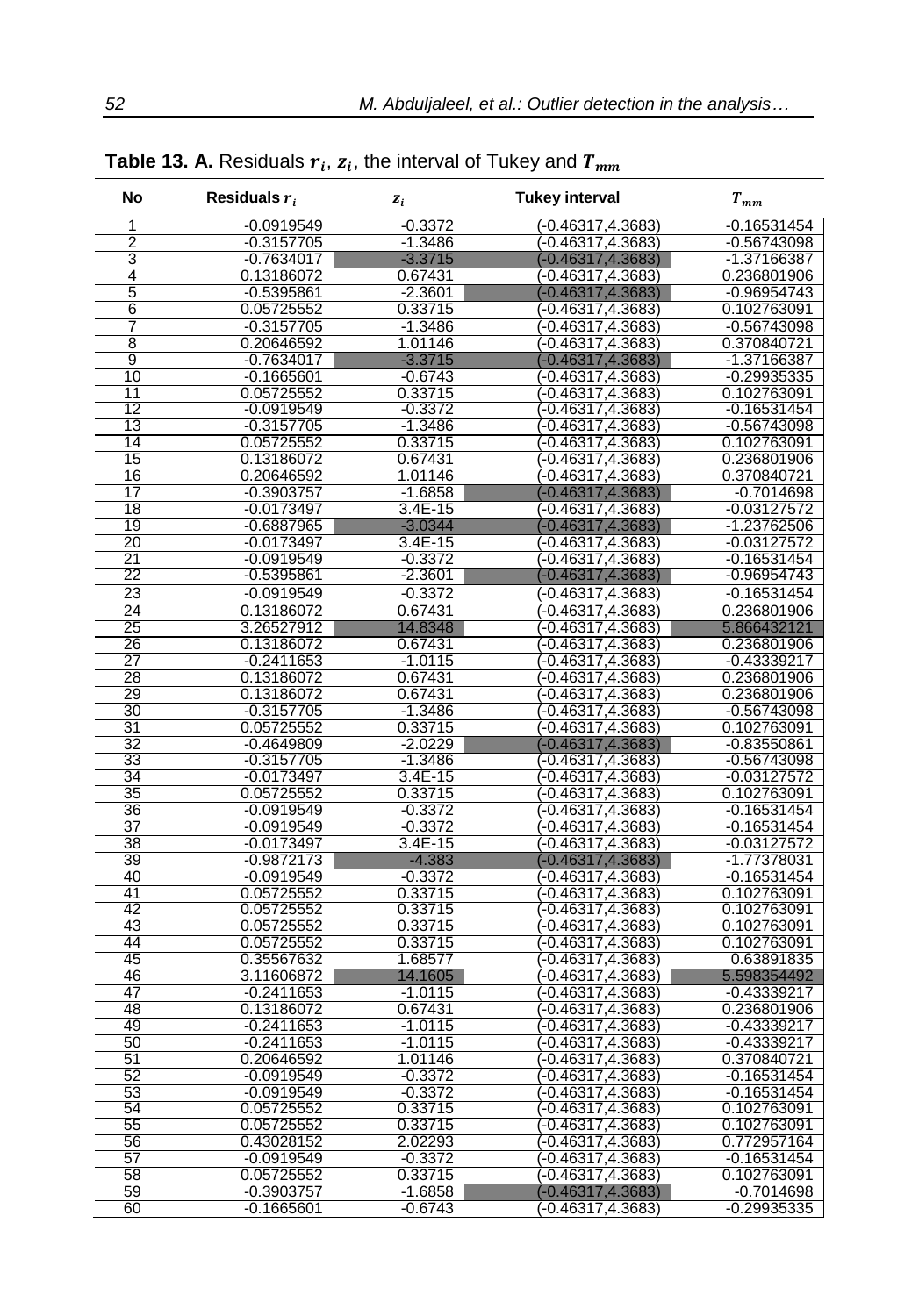**Table 13. A.** Residuals $r_i$, $z_i$, the interval of Tukey and $T_{mm}$

| No | Residuals $r_i$ | $z_i$ | Tukey interval | $T_{mm}$ |
|---|---|---|---|---|
| 1 | -0.0919549 | -0.3372 | (-0.46317,4.3683) | -0.16531454 |
| 2 | -0.3157705 | -1.3486 | (-0.46317,4.3683) | -0.56743098 |
| 3 | -0.7634017 | -3.3715 | (-0.46317,4.3683) | -1.37166387 |
| 4 | 0.13186072 | 0.67431 | (-0.46317,4.3683) | 0.236801906 |
| 5 | -0.5395861 | -2.3601 | (-0.46317,4.3683) | -0.96954743 |
| 6 | 0.05725552 | 0.33715 | (-0.46317,4.3683) | 0.102763091 |
| 7 | -0.3157705 | -1.3486 | (-0.46317,4.3683) | -0.56743098 |
| 8 | 0.20646592 | 1.01146 | (-0.46317,4.3683) | 0.370840721 |
| 9 | -0.7634017 | -3.3715 | (-0.46317,4.3683) | -1.37166387 |
| 10 | -0.1665601 | -0.6743 | (-0.46317,4.3683) | -0.29935335 |
| 11 | 0.05725552 | 0.33715 | (-0.46317,4.3683) | 0.102763091 |
| 12 | -0.0919549 | -0.3372 | (-0.46317,4.3683) | -0.16531454 |
| 13 | -0.3157705 | -1.3486 | (-0.46317,4.3683) | -0.56743098 |
| 14 | 0.05725552 | 0.33715 | (-0.46317,4.3683) | 0.102763091 |
| 15 | 0.13186072 | 0.67431 | (-0.46317,4.3683) | 0.236801906 |
| 16 | 0.20646592 | 1.01146 | (-0.46317,4.3683) | 0.370840721 |
| 17 | -0.3903757 | -1.6858 | (-0.46317,4.3683) | -0.7014698 |
| 18 | -0.0173497 | 3.4E-15 | (-0.46317,4.3683) | -0.03127572 |
| 19 | -0.6887965 | -3.0344 | (-0.46317,4.3683) | -1.23762506 |
| 20 | -0.0173497 | 3.4E-15 | (-0.46317,4.3683) | -0.03127572 |
| 21 | -0.0919549 | -0.3372 | (-0.46317,4.3683) | -0.16531454 |
| 22 | -0.5395861 | -2.3601 | (-0.46317,4.3683) | -0.96954743 |
| 23 | -0.0919549 | -0.3372 | (-0.46317,4.3683) | -0.16531454 |
| 24 | 0.13186072 | 0.67431 | (-0.46317,4.3683) | 0.236801906 |
| 25 | 3.26527912 | 14.8348 | (-0.46317,4.3683) | 5.866432121 |
| 26 | 0.13186072 | 0.67431 | (-0.46317,4.3683) | 0.236801906 |
| 27 | -0.2411653 | -1.0115 | (-0.46317,4.3683) | -0.43339217 |
| 28 | 0.13186072 | 0.67431 | (-0.46317,4.3683) | 0.236801906 |
| 29 | 0.13186072 | 0.67431 | (-0.46317,4.3683) | 0.236801906 |
| 30 | -0.3157705 | -1.3486 | (-0.46317,4.3683) | -0.56743098 |
| 31 | 0.05725552 | 0.33715 | (-0.46317,4.3683) | 0.102763091 |
| 32 | -0.4649809 | -2.0229 | (-0.46317,4.3683) | -0.83550861 |
| 33 | -0.3157705 | -1.3486 | (-0.46317,4.3683) | -0.56743098 |
| 34 | -0.0173497 | 3.4E-15 | (-0.46317,4.3683) | -0.03127572 |
| 35 | 0.05725552 | 0.33715 | (-0.46317,4.3683) | 0.102763091 |
| 36 | -0.0919549 | -0.3372 | (-0.46317,4.3683) | -0.16531454 |
| 37 | -0.0919549 | -0.3372 | (-0.46317,4.3683) | -0.16531454 |
| 38 | -0.0173497 | 3.4E-15 | (-0.46317,4.3683) | -0.03127572 |
| 39 | -0.9872173 | -4.383 | (-0.46317,4.3683) | -1.77378031 |
| 40 | -0.0919549 | -0.3372 | (-0.46317,4.3683) | -0.16531454 |
| 41 | 0.05725552 | 0.33715 | (-0.46317,4.3683) | 0.102763091 |
| 42 | 0.05725552 | 0.33715 | (-0.46317,4.3683) | 0.102763091 |
| 43 | 0.05725552 | 0.33715 | (-0.46317,4.3683) | 0.102763091 |
| 44 | 0.05725552 | 0.33715 | (-0.46317,4.3683) | 0.102763091 |
| 45 | 0.35567632 | 1.68577 | (-0.46317,4.3683) | 0.63891835 |
| 46 | 3.11606872 | 14.1605 | (-0.46317,4.3683) | 5.598354492 |
| 47 | -0.2411653 | -1.0115 | (-0.46317,4.3683) | -0.43339217 |
| 48 | 0.13186072 | 0.67431 | (-0.46317,4.3683) | 0.236801906 |
| 49 | -0.2411653 | -1.0115 | (-0.46317,4.3683) | -0.43339217 |
| 50 | -0.2411653 | -1.0115 | (-0.46317,4.3683) | -0.43339217 |
| 51 | 0.20646592 | 1.01146 | (-0.46317,4.3683) | 0.370840721 |
| 52 | -0.0919549 | -0.3372 | (-0.46317,4.3683) | -0.16531454 |
| 53 | -0.0919549 | -0.3372 | (-0.46317,4.3683) | -0.16531454 |
| 54 | 0.05725552 | 0.33715 | (-0.46317,4.3683) | 0.102763091 |
| 55 | 0.05725552 | 0.33715 | (-0.46317,4.3683) | 0.102763091 |
| 56 | 0.43028152 | 2.02293 | (-0.46317,4.3683) | 0.772957164 |
| 57 | -0.0919549 | -0.3372 | (-0.46317,4.3683) | -0.16531454 |
| 58 | 0.05725552 | 0.33715 | (-0.46317,4.3683) | 0.102763091 |
| 59 | -0.3903757 | -1.6858 | (-0.46317,4.3683) | -0.7014698 |
| 60 | -0.1665601 | -0.6743 | (-0.46317,4.3683) | -0.29935335 |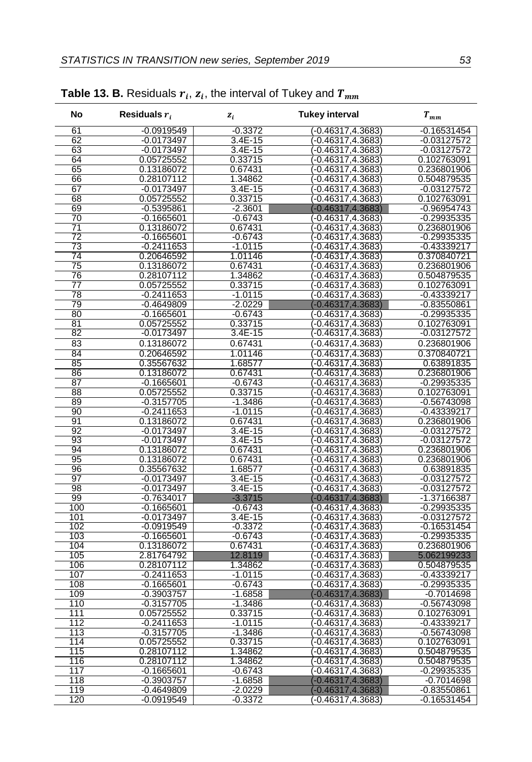**Table 13. B.** Residuals $r_i$, $z_i$, the interval of Tukey and $T_{mm}$

| No | Residuals $r_i$ | $z_i$ | Tukey interval | $T_{mm}$ |
|---|---|---|---|---|
| 61 | -0.0919549 | -0.3372 | (-0.46317,4.3683) | -0.16531454 |
| 62 | -0.0173497 | 3.4E-15 | (-0.46317,4.3683) | -0.03127572 |
| 63 | -0.0173497 | 3.4E-15 | (-0.46317,4.3683) | -0.03127572 |
| 64 | 0.05725552 | 0.33715 | (-0.46317,4.3683) | 0.102763091 |
| 65 | 0.13186072 | 0.67431 | (-0.46317,4.3683) | 0.236801906 |
| 66 | 0.28107112 | 1.34862 | (-0.46317,4.3683) | 0.504879535 |
| 67 | -0.0173497 | 3.4E-15 | (-0.46317,4.3683) | -0.03127572 |
| 68 | 0.05725552 | 0.33715 | (-0.46317,4.3683) | 0.102763091 |
| 69 | -0.5395861 | -2.3601 | (-0.46317,4.3683) | -0.96954743 |
| 70 | -0.1665601 | -0.6743 | (-0.46317,4.3683) | -0.29935335 |
| 71 | 0.13186072 | 0.67431 | (-0.46317,4.3683) | 0.236801906 |
| 72 | -0.1665601 | -0.6743 | (-0.46317,4.3683) | -0.29935335 |
| 73 | -0.2411653 | -1.0115 | (-0.46317,4.3683) | -0.43339217 |
| 74 | 0.20646592 | 1.01146 | (-0.46317,4.3683) | 0.370840721 |
| 75 | 0.13186072 | 0.67431 | (-0.46317,4.3683) | 0.236801906 |
| 76 | 0.28107112 | 1.34862 | (-0.46317,4.3683) | 0.504879535 |
| 77 | 0.05725552 | 0.33715 | (-0.46317,4.3683) | 0.102763091 |
| 78 | -0.2411653 | -1.0115 | (-0.46317,4.3683) | -0.43339217 |
| 79 | -0.4649809 | -2.0229 | (-0.46317,4.3683) | -0.83550861 |
| 80 | -0.1665601 | -0.6743 | (-0.46317,4.3683) | -0.29935335 |
| 81 | 0.05725552 | 0.33715 | (-0.46317,4.3683) | 0.102763091 |
| 82 | -0.0173497 | 3.4E-15 | (-0.46317,4.3683) | -0.03127572 |
| 83 | 0.13186072 | 0.67431 | (-0.46317,4.3683) | 0.236801906 |
| 84 | 0.20646592 | 1.01146 | (-0.46317,4.3683) | 0.370840721 |
| 85 | 0.35567632 | 1.68577 | (-0.46317,4.3683) | 0.63891835 |
| 86 | 0.13186072 | 0.67431 | (-0.46317,4.3683) | 0.236801906 |
| 87 | -0.1665601 | -0.6743 | (-0.46317,4.3683) | -0.29935335 |
| 88 | 0.05725552 | 0.33715 | (-0.46317,4.3683) | 0.102763091 |
| 89 | -0.3157705 | -1.3486 | (-0.46317,4.3683) | -0.56743098 |
| 90 | -0.2411653 | -1.0115 | (-0.46317,4.3683) | -0.43339217 |
| 91 | 0.13186072 | 0.67431 | (-0.46317,4.3683) | 0.236801906 |
| 92 | -0.0173497 | 3.4E-15 | (-0.46317,4.3683) | -0.03127572 |
| 93 | -0.0173497 | 3.4E-15 | (-0.46317,4.3683) | -0.03127572 |
| 94 | 0.13186072 | 0.67431 | (-0.46317,4.3683) | 0.236801906 |
| 95 | 0.13186072 | 0.67431 | (-0.46317,4.3683) | 0.236801906 |
| 96 | 0.35567632 | 1.68577 | (-0.46317,4.3683) | 0.63891835 |
| 97 | -0.0173497 | 3.4E-15 | (-0.46317,4.3683) | -0.03127572 |
| 98 | -0.0173497 | 3.4E-15 | (-0.46317,4.3683) | -0.03127572 |
| 99 | -0.7634017 | -3.3715 | (-0.46317,4.3683) | -1.37166387 |
| 100 | -0.1665601 | -0.6743 | (-0.46317,4.3683) | -0.29935335 |
| 101 | -0.0173497 | 3.4E-15 | (-0.46317,4.3683) | -0.03127572 |
| 102 | -0.0919549 | -0.3372 | (-0.46317,4.3683) | -0.16531454 |
| 103 | -0.1665601 | -0.6743 | (-0.46317,4.3683) | -0.29935335 |
| 104 | 0.13186072 | 0.67431 | (-0.46317,4.3683) | 0.236801906 |
| 105 | 2.81764792 | 12.8119 | (-0.46317,4.3683) | 5.062199233 |
| 106 | 0.28107112 | 1.34862 | (-0.46317,4.3683) | 0.504879535 |
| 107 | -0.2411653 | -1.0115 | (-0.46317,4.3683) | -0.43339217 |
| 108 | -0.1665601 | -0.6743 | (-0.46317,4.3683) | -0.29935335 |
| 109 | -0.3903757 | -1.6858 | (-0.46317,4.3683) | -0.7014698 |
| 110 | -0.3157705 | -1.3486 | (-0.46317,4.3683) | -0.56743098 |
| 111 | 0.05725552 | 0.33715 | (-0.46317,4.3683) | 0.102763091 |
| 112 | -0.2411653 | -1.0115 | (-0.46317,4.3683) | -0.43339217 |
| 113 | -0.3157705 | -1.3486 | (-0.46317,4.3683) | -0.56743098 |
| 114 | 0.05725552 | 0.33715 | (-0.46317,4.3683) | 0.102763091 |
| 115 | 0.28107112 | 1.34862 | (-0.46317,4.3683) | 0.504879535 |
| 116 | 0.28107112 | 1.34862 | (-0.46317,4.3683) | 0.504879535 |
| 117 | -0.1665601 | -0.6743 | (-0.46317,4.3683) | -0.29935335 |
| 118 | -0.3903757 | -1.6858 | (-0.46317,4.3683) | -0.7014698 |
| 119 | -0.4649809 | -2.0229 | (-0.46317,4.3683) | -0.83550861 |
| 120 | -0.0919549 | -0.3372 | (-0.46317,4.3683) | -0.16531454 |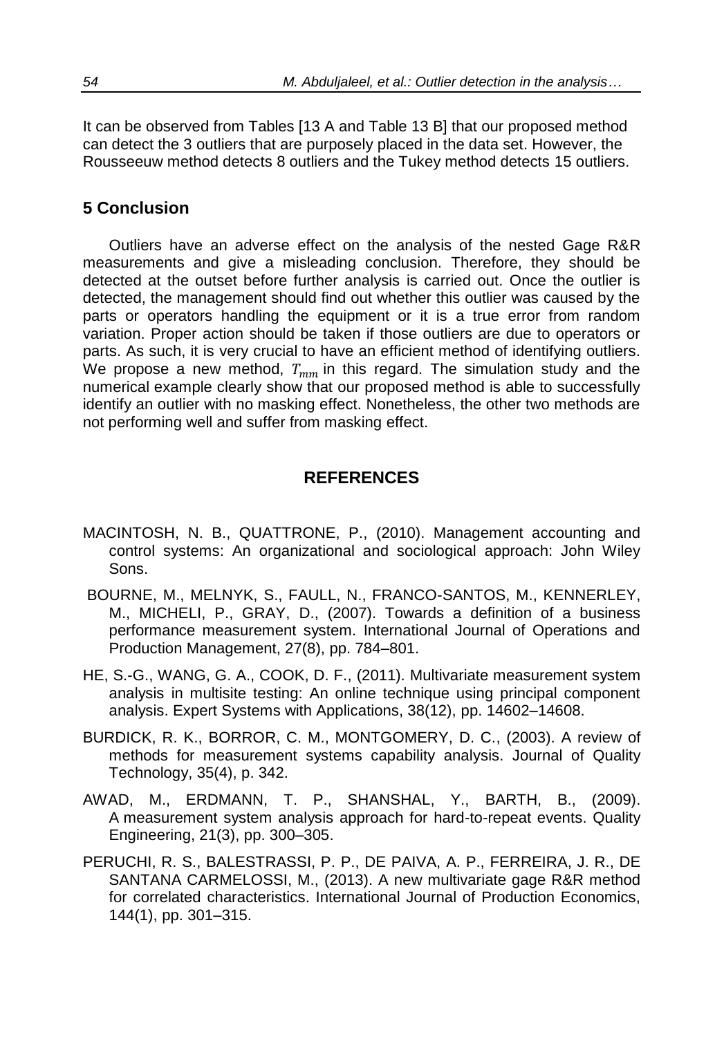It can be observed from Tables [13 A and Table 13 B] that our proposed method can detect the 3 outliers that are purposely placed in the data set. However, the Rousseeuw method detects 8 outliers and the Tukey method detects 15 outliers.

## 5 Conclusion

Outliers have an adverse effect on the analysis of the nested Gage R&R measurements and give a misleading conclusion. Therefore, they should be detected at the outset before further analysis is carried out. Once the outlier is detected, the management should find out whether this outlier was caused by the parts or operators handling the equipment or it is a true error from random variation. Proper action should be taken if those outliers are due to operators or parts. As such, it is very crucial to have an efficient method of identifying outliers. We propose a new method, $T_{mm}$ in this regard. The simulation study and the numerical example clearly show that our proposed method is able to successfully identify an outlier with no masking effect. Nonetheless, the other two methods are not performing well and suffer from masking effect.

## REFERENCES

MACINTOSH, N. B., QUATTRONE, P., (2010). Management accounting and control systems: An organizational and sociological approach: John Wiley Sons.

BOURNE, M., MELNYK, S., FAULL, N., FRANCO-SANTOS, M., KENNERLEY, M., MICHELI, P., GRAY, D., (2007). Towards a definition of a business performance measurement system. International Journal of Operations and Production Management, 27(8), pp. 784–801.

HE, S.-G., WANG, G. A., COOK, D. F., (2011). Multivariate measurement system analysis in multisite testing: An online technique using principal component analysis. Expert Systems with Applications, 38(12), pp. 14602–14608.

BURDICK, R. K., BORROR, C. M., MONTGOMERY, D. C., (2003). A review of methods for measurement systems capability analysis. Journal of Quality Technology, 35(4), p. 342.

AWAD, M., ERDMANN, T. P., SHANSHAL, Y., BARTH, B., (2009). A measurement system analysis approach for hard-to-repeat events. Quality Engineering, 21(3), pp. 300–305.

PERUCHI, R. S., BALESTRASSI, P. P., DE PAIVA, A. P., FERREIRA, J. R., DE SANTANA CARMELOSSI, M., (2013). A new multivariate gage R&R method for correlated characteristics. International Journal of Production Economics, 144(1), pp. 301–315.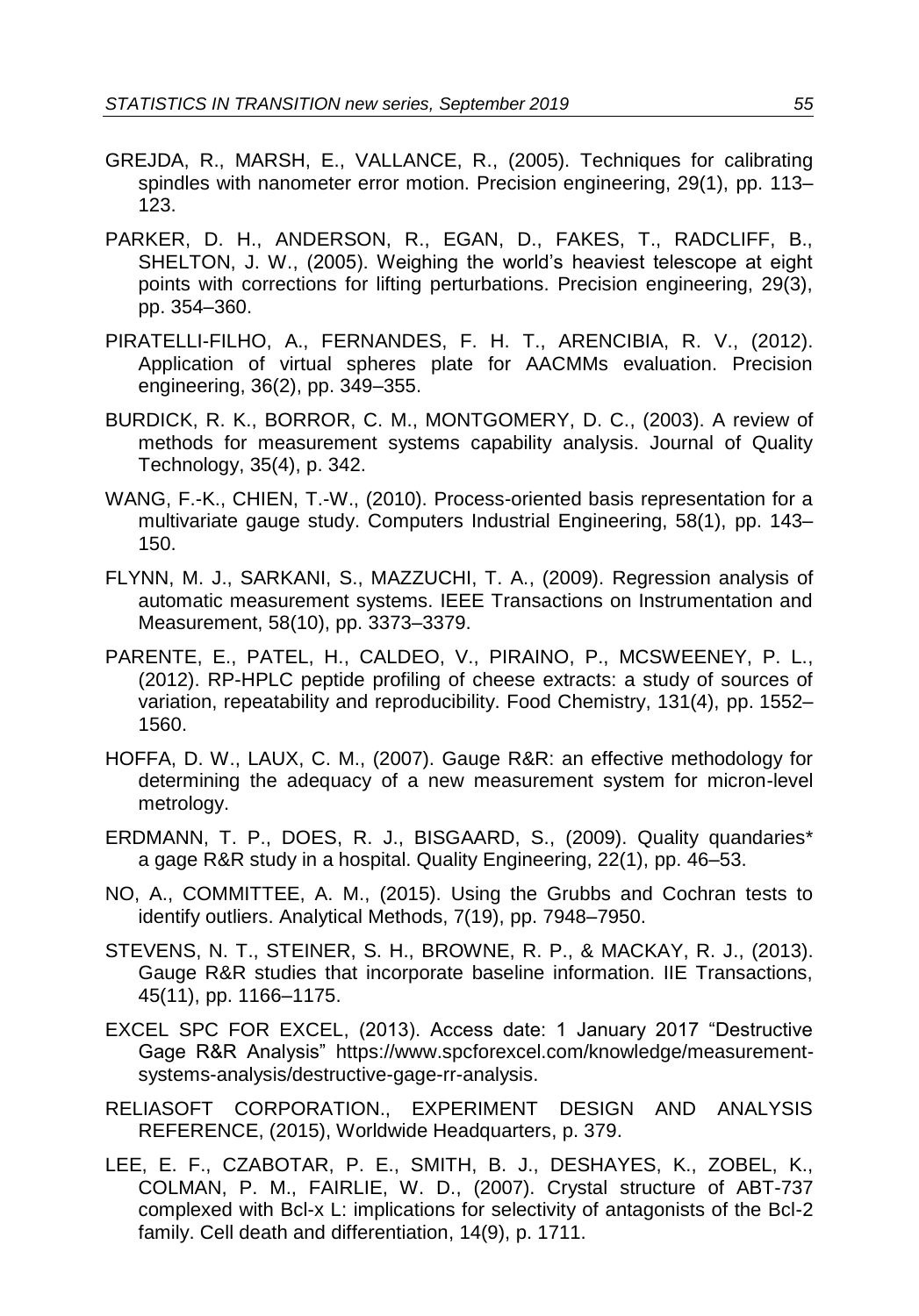GREJDA, R., MARSH, E., VALLANCE, R., (2005). Techniques for calibrating spindles with nanometer error motion. Precision engineering, 29(1), pp. 113–123.

PARKER, D. H., ANDERSON, R., EGAN, D., FAKES, T., RADCLIFF, B., SHELTON, J. W., (2005). Weighing the world's heaviest telescope at eight points with corrections for lifting perturbations. Precision engineering, 29(3), pp. 354–360.

PIRATELLI-FILHO, A., FERNANDES, F. H. T., ARENCIBIA, R. V., (2012). Application of virtual spheres plate for AACMMs evaluation. Precision engineering, 36(2), pp. 349–355.

BURDICK, R. K., BORROR, C. M., MONTGOMERY, D. C., (2003). A review of methods for measurement systems capability analysis. Journal of Quality Technology, 35(4), p. 342.

WANG, F.-K., CHIEN, T.-W., (2010). Process-oriented basis representation for a multivariate gauge study. Computers Industrial Engineering, 58(1), pp. 143–150.

FLYNN, M. J., SARKANI, S., MAZZUCHI, T. A., (2009). Regression analysis of automatic measurement systems. IEEE Transactions on Instrumentation and Measurement, 58(10), pp. 3373–3379.

PARENTE, E., PATEL, H., CALDEO, V., PIRAINO, P., MCSWEENEY, P. L., (2012). RP-HPLC peptide profiling of cheese extracts: a study of sources of variation, repeatability and reproducibility. Food Chemistry, 131(4), pp. 1552–1560.

HOFFA, D. W., LAUX, C. M., (2007). Gauge R&R: an effective methodology for determining the adequacy of a new measurement system for micron-level metrology.

ERDMANN, T. P., DOES, R. J., BISGAARD, S., (2009). Quality quandaries* a gage R&R study in a hospital. Quality Engineering, 22(1), pp. 46–53.

NO, A., COMMITTEE, A. M., (2015). Using the Grubbs and Cochran tests to identify outliers. Analytical Methods, 7(19), pp. 7948–7950.

STEVENS, N. T., STEINER, S. H., BROWNE, R. P., & MACKAY, R. J., (2013). Gauge R&R studies that incorporate baseline information. IIE Transactions, 45(11), pp. 1166–1175.

EXCEL SPC FOR EXCEL, (2013). Access date: 1 January 2017 "Destructive Gage R&R Analysis" https://www.spcforexcel.com/knowledge/measurement-systems-analysis/destructive-gage-rr-analysis.

RELIASOFT CORPORATION., EXPERIMENT DESIGN AND ANALYSIS REFERENCE, (2015), Worldwide Headquarters, p. 379.

LEE, E. F., CZABOTAR, P. E., SMITH, B. J., DESHAYES, K., ZOBEL, K., COLMAN, P. M., FAIRLIE, W. D., (2007). Crystal structure of ABT-737 complexed with Bcl-x L: implications for selectivity of antagonists of the Bcl-2 family. Cell death and differentiation, 14(9), p. 1711.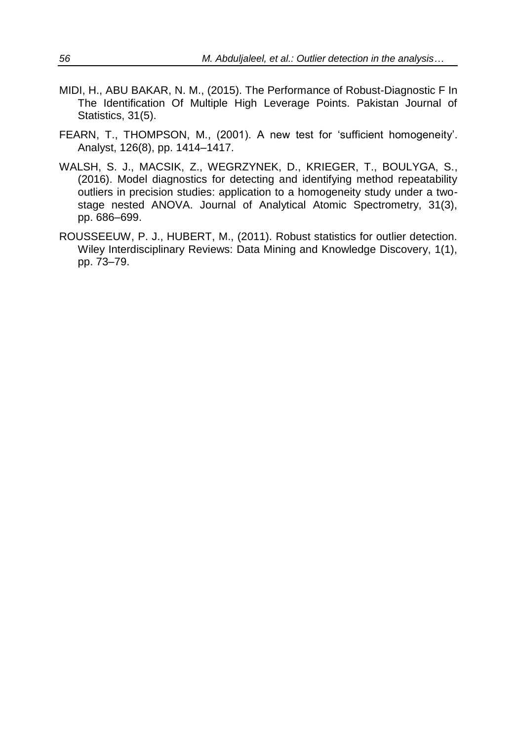MIDI, H., ABU BAKAR, N. M., (2015). The Performance of Robust-Diagnostic F In The Identification Of Multiple High Leverage Points. Pakistan Journal of Statistics, 31(5).

FEARN, T., THOMPSON, M., (2001). A new test for 'sufficient homogeneity'. Analyst, 126(8), pp. 1414–1417.

WALSH, S. J., MACSIK, Z., WEGRZYNEK, D., KRIEGER, T., BOULYGA, S., (2016). Model diagnostics for detecting and identifying method repeatability outliers in precision studies: application to a homogeneity study under a two-stage nested ANOVA. Journal of Analytical Atomic Spectrometry, 31(3), pp. 686–699.

ROUSSEEUW, P. J., HUBERT, M., (2011). Robust statistics for outlier detection. Wiley Interdisciplinary Reviews: Data Mining and Knowledge Discovery, 1(1), pp. 73–79.